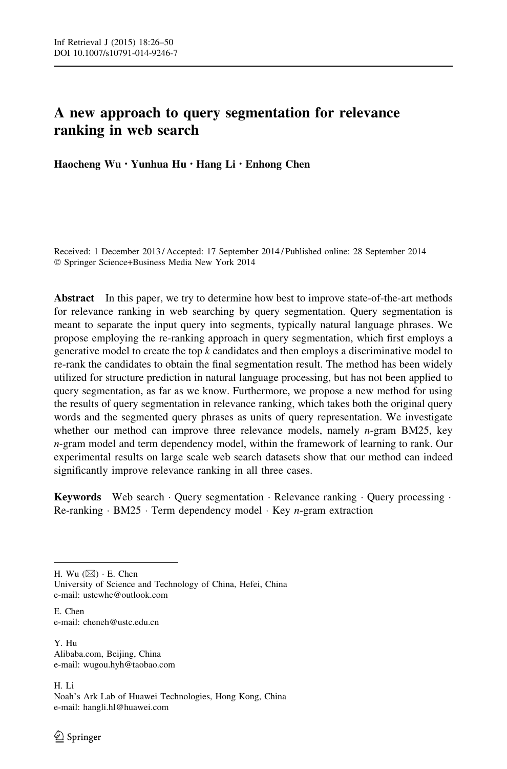# A new approach to query segmentation for relevance ranking in web search

**Haocheng Wu · Yunhua Hu · Hang Li · Enhong Chen**

Received: 1 December 2013 / Accepted: 17 September 2014 / Published online: 28 September 2014
© Springer Science+Business Media New York 2014

**Abstract** In this paper, we try to determine how best to improve state-of-the-art methods for relevance ranking in web searching by query segmentation. Query segmentation is meant to separate the input query into segments, typically natural language phrases. We propose employing the re-ranking approach in query segmentation, which first employs a generative model to create the top $k$ candidates and then employs a discriminative model to re-rank the candidates to obtain the final segmentation result. The method has been widely utilized for structure prediction in natural language processing, but has not been applied to query segmentation, as far as we know. Furthermore, we propose a new method for using the results of query segmentation in relevance ranking, which takes both the original query words and the segmented query phrases as units of query representation. We investigate whether our method can improve three relevance models, namely $n$-gram BM25, key $n$-gram model and term dependency model, within the framework of learning to rank. Our experimental results on large scale web search datasets show that our method can indeed significantly improve relevance ranking in all three cases.

**Keywords** Web search · Query segmentation · Relevance ranking · Query processing · Re-ranking · BM25 · Term dependency model · Key $n$-gram extraction

---

H. Wu (✉) · E. Chen
University of Science and Technology of China, Hefei, China
e-mail: ustcwhc@outlook.com

E. Chen
e-mail: cheneh@ustc.edu.cn

Y. Hu
Alibaba.com, Beijing, China
e-mail: wugou.hyh@taobao.com

H. Li
Noah's Ark Lab of Huawei Technologies, Hong Kong, China
e-mail: hangli.hl@huawei.com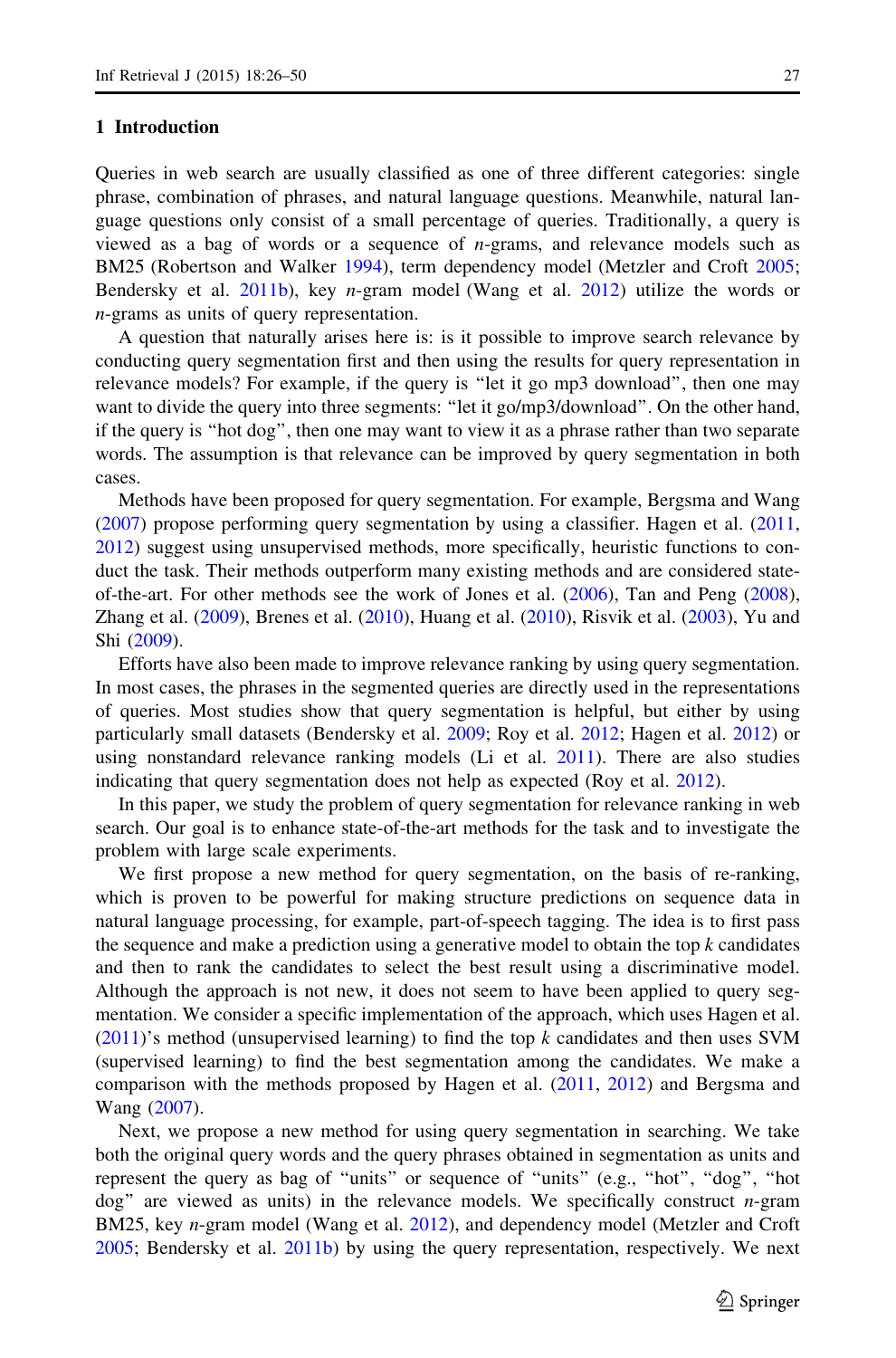## 1 Introduction

Queries in web search are usually classified as one of three different categories: single phrase, combination of phrases, and natural language questions. Meanwhile, natural language questions only consist of a small percentage of queries. Traditionally, a query is viewed as a bag of words or a sequence of *n*-grams, and relevance models such as BM25 (Robertson and Walker 1994), term dependency model (Metzler and Croft 2005; Bendersky et al. 2011b), key *n*-gram model (Wang et al. 2012) utilize the words or *n*-grams as units of query representation.

A question that naturally arises here is: is it possible to improve search relevance by conducting query segmentation first and then using the results for query representation in relevance models? For example, if the query is "let it go mp3 download", then one may want to divide the query into three segments: "let it go/mp3/download". On the other hand, if the query is "hot dog", then one may want to view it as a phrase rather than two separate words. The assumption is that relevance can be improved by query segmentation in both cases.

Methods have been proposed for query segmentation. For example, Bergsma and Wang (2007) propose performing query segmentation by using a classifier. Hagen et al. (2011, 2012) suggest using unsupervised methods, more specifically, heuristic functions to conduct the task. Their methods outperform many existing methods and are considered state-of-the-art. For other methods see the work of Jones et al. (2006), Tan and Peng (2008), Zhang et al. (2009), Brenes et al. (2010), Huang et al. (2010), Risvik et al. (2003), Yu and Shi (2009).

Efforts have also been made to improve relevance ranking by using query segmentation. In most cases, the phrases in the segmented queries are directly used in the representations of queries. Most studies show that query segmentation is helpful, but either by using particularly small datasets (Bendersky et al. 2009; Roy et al. 2012; Hagen et al. 2012) or using nonstandard relevance ranking models (Li et al. 2011). There are also studies indicating that query segmentation does not help as expected (Roy et al. 2012).

In this paper, we study the problem of query segmentation for relevance ranking in web search. Our goal is to enhance state-of-the-art methods for the task and to investigate the problem with large scale experiments.

We first propose a new method for query segmentation, on the basis of re-ranking, which is proven to be powerful for making structure predictions on sequence data in natural language processing, for example, part-of-speech tagging. The idea is to first pass the sequence and make a prediction using a generative model to obtain the top $k$ candidates and then to rank the candidates to select the best result using a discriminative model. Although the approach is not new, it does not seem to have been applied to query segmentation. We consider a specific implementation of the approach, which uses Hagen et al. (2011)'s method (unsupervised learning) to find the top $k$ candidates and then uses SVM (supervised learning) to find the best segmentation among the candidates. We make a comparison with the methods proposed by Hagen et al. (2011, 2012) and Bergsma and Wang (2007).

Next, we propose a new method for using query segmentation in searching. We take both the original query words and the query phrases obtained in segmentation as units and represent the query as bag of "units" or sequence of "units" (e.g., "hot", "dog", "hot dog" are viewed as units) in the relevance models. We specifically construct *n*-gram BM25, key *n*-gram model (Wang et al. 2012), and dependency model (Metzler and Croft 2005; Bendersky et al. 2011b) by using the query representation, respectively. We next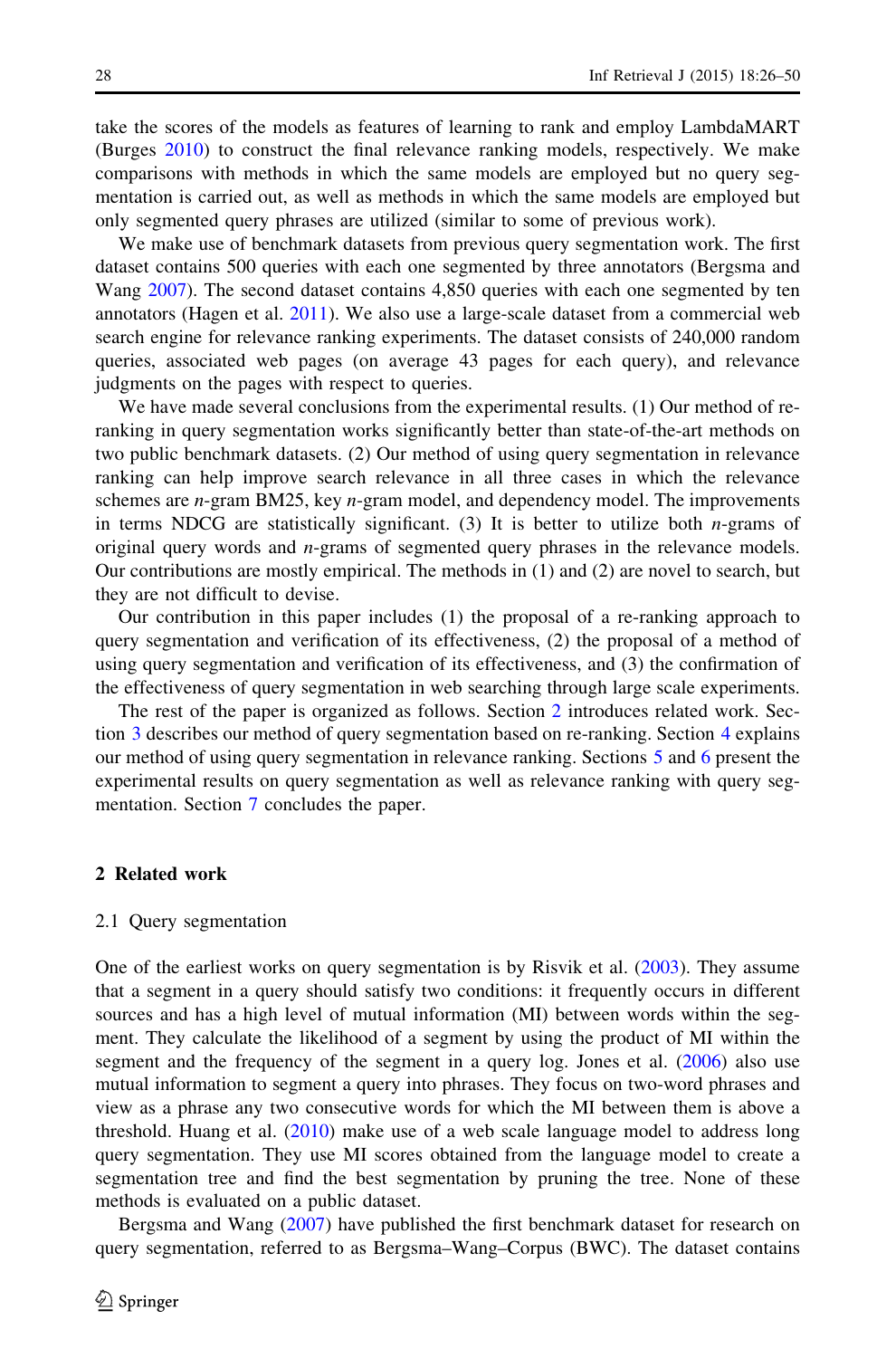take the scores of the models as features of learning to rank and employ LambdaMART (Burges 2010) to construct the final relevance ranking models, respectively. We make comparisons with methods in which the same models are employed but no query segmentation is carried out, as well as methods in which the same models are employed but only segmented query phrases are utilized (similar to some of previous work).

We make use of benchmark datasets from previous query segmentation work. The first dataset contains 500 queries with each one segmented by three annotators (Bergsma and Wang 2007). The second dataset contains 4,850 queries with each one segmented by ten annotators (Hagen et al. 2011). We also use a large-scale dataset from a commercial web search engine for relevance ranking experiments. The dataset consists of 240,000 random queries, associated web pages (on average 43 pages for each query), and relevance judgments on the pages with respect to queries.

We have made several conclusions from the experimental results. (1) Our method of re-ranking in query segmentation works significantly better than state-of-the-art methods on two public benchmark datasets. (2) Our method of using query segmentation in relevance ranking can help improve search relevance in all three cases in which the relevance schemes are *n*-gram BM25, key *n*-gram model, and dependency model. The improvements in terms NDCG are statistically significant. (3) It is better to utilize both *n*-grams of original query words and *n*-grams of segmented query phrases in the relevance models. Our contributions are mostly empirical. The methods in (1) and (2) are novel to search, but they are not difficult to devise.

Our contribution in this paper includes (1) the proposal of a re-ranking approach to query segmentation and verification of its effectiveness, (2) the proposal of a method of using query segmentation and verification of its effectiveness, and (3) the confirmation of the effectiveness of query segmentation in web searching through large scale experiments.

The rest of the paper is organized as follows. Section 2 introduces related work. Section 3 describes our method of query segmentation based on re-ranking. Section 4 explains our method of using query segmentation in relevance ranking. Sections 5 and 6 present the experimental results on query segmentation as well as relevance ranking with query segmentation. Section 7 concludes the paper.

## 2 Related work

### 2.1 Query segmentation

One of the earliest works on query segmentation is by Risvik et al. (2003). They assume that a segment in a query should satisfy two conditions: it frequently occurs in different sources and has a high level of mutual information (MI) between words within the segment. They calculate the likelihood of a segment by using the product of MI within the segment and the frequency of the segment in a query log. Jones et al. (2006) also use mutual information to segment a query into phrases. They focus on two-word phrases and view as a phrase any two consecutive words for which the MI between them is above a threshold. Huang et al. (2010) make use of a web scale language model to address long query segmentation. They use MI scores obtained from the language model to create a segmentation tree and find the best segmentation by pruning the tree. None of these methods is evaluated on a public dataset.

Bergsma and Wang (2007) have published the first benchmark dataset for research on query segmentation, referred to as Bergsma–Wang–Corpus (BWC). The dataset contains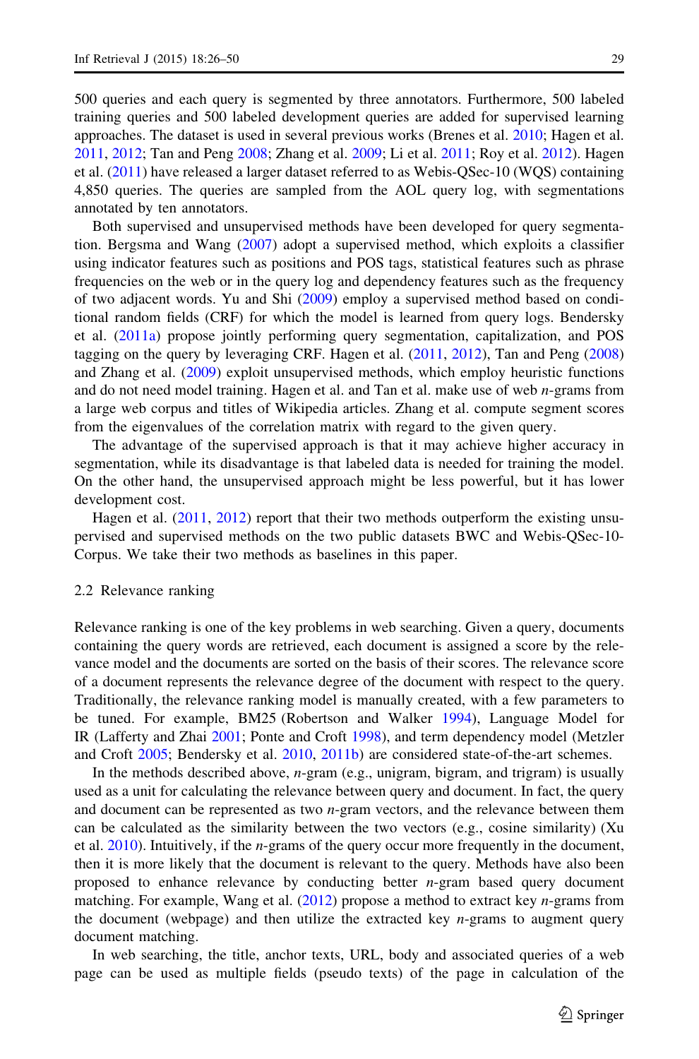500 queries and each query is segmented by three annotators. Furthermore, 500 labeled training queries and 500 labeled development queries are added for supervised learning approaches. The dataset is used in several previous works (Brenes et al. 2010; Hagen et al. 2011, 2012; Tan and Peng 2008; Zhang et al. 2009; Li et al. 2011; Roy et al. 2012). Hagen et al. (2011) have released a larger dataset referred to as Webis-QSec-10 (WQS) containing 4,850 queries. The queries are sampled from the AOL query log, with segmentations annotated by ten annotators.

Both supervised and unsupervised methods have been developed for query segmentation. Bergsma and Wang (2007) adopt a supervised method, which exploits a classifier using indicator features such as positions and POS tags, statistical features such as phrase frequencies on the web or in the query log and dependency features such as the frequency of two adjacent words. Yu and Shi (2009) employ a supervised method based on conditional random fields (CRF) for which the model is learned from query logs. Bendersky et al. (2011a) propose jointly performing query segmentation, capitalization, and POS tagging on the query by leveraging CRF. Hagen et al. (2011, 2012), Tan and Peng (2008) and Zhang et al. (2009) exploit unsupervised methods, which employ heuristic functions and do not need model training. Hagen et al. and Tan et al. make use of web *n*-grams from a large web corpus and titles of Wikipedia articles. Zhang et al. compute segment scores from the eigenvalues of the correlation matrix with regard to the given query.

The advantage of the supervised approach is that it may achieve higher accuracy in segmentation, while its disadvantage is that labeled data is needed for training the model. On the other hand, the unsupervised approach might be less powerful, but it has lower development cost.

Hagen et al. (2011, 2012) report that their two methods outperform the existing unsupervised and supervised methods on the two public datasets BWC and Webis-QSec-10-Corpus. We take their two methods as baselines in this paper.

### 2.2 Relevance ranking

Relevance ranking is one of the key problems in web searching. Given a query, documents containing the query words are retrieved, each document is assigned a score by the relevance model and the documents are sorted on the basis of their scores. The relevance score of a document represents the relevance degree of the document with respect to the query. Traditionally, the relevance ranking model is manually created, with a few parameters to be tuned. For example, BM25 (Robertson and Walker 1994), Language Model for IR (Lafferty and Zhai 2001; Ponte and Croft 1998), and term dependency model (Metzler and Croft 2005; Bendersky et al. 2010, 2011b) are considered state-of-the-art schemes.

In the methods described above, *n*-gram (e.g., unigram, bigram, and trigram) is usually used as a unit for calculating the relevance between query and document. In fact, the query and document can be represented as two *n*-gram vectors, and the relevance between them can be calculated as the similarity between the two vectors (e.g., cosine similarity) (Xu et al. 2010). Intuitively, if the *n*-grams of the query occur more frequently in the document, then it is more likely that the document is relevant to the query. Methods have also been proposed to enhance relevance by conducting better *n*-gram based query document matching. For example, Wang et al. (2012) propose a method to extract key *n*-grams from the document (webpage) and then utilize the extracted key *n*-grams to augment query document matching.

In web searching, the title, anchor texts, URL, body and associated queries of a web page can be used as multiple fields (pseudo texts) of the page in calculation of the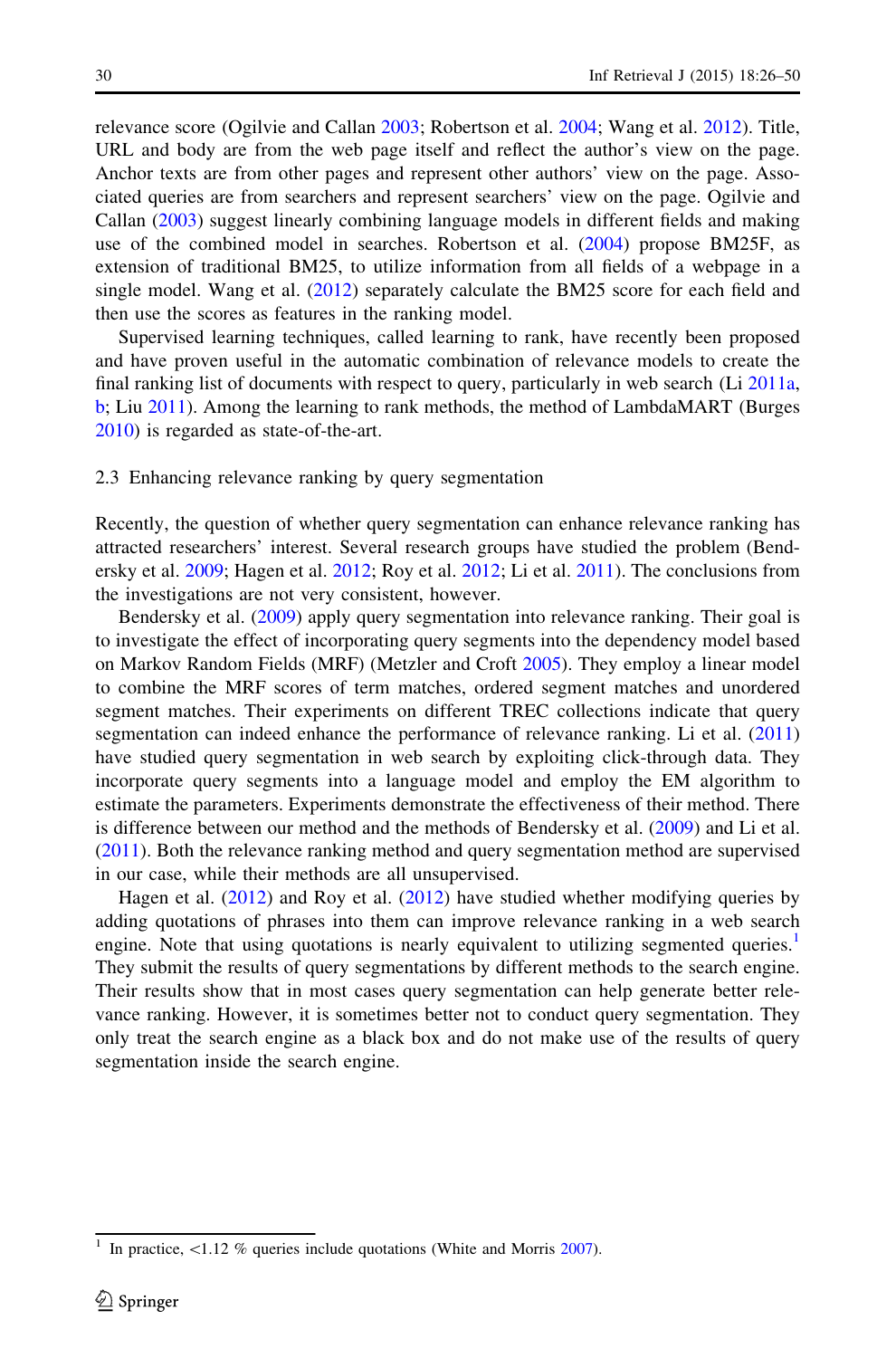relevance score (Ogilvie and Callan 2003; Robertson et al. 2004; Wang et al. 2012). Title, URL and body are from the web page itself and reflect the author's view on the page. Anchor texts are from other pages and represent other authors' view on the page. Associated queries are from searchers and represent searchers' view on the page. Ogilvie and Callan (2003) suggest linearly combining language models in different fields and making use of the combined model in searches. Robertson et al. (2004) propose BM25F, as extension of traditional BM25, to utilize information from all fields of a webpage in a single model. Wang et al. (2012) separately calculate the BM25 score for each field and then use the scores as features in the ranking model.

Supervised learning techniques, called learning to rank, have recently been proposed and have proven useful in the automatic combination of relevance models to create the final ranking list of documents with respect to query, particularly in web search (Li 2011a, b; Liu 2011). Among the learning to rank methods, the method of LambdaMART (Burges 2010) is regarded as state-of-the-art.

### 2.3 Enhancing relevance ranking by query segmentation

Recently, the question of whether query segmentation can enhance relevance ranking has attracted researchers' interest. Several research groups have studied the problem (Bendersky et al. 2009; Hagen et al. 2012; Roy et al. 2012; Li et al. 2011). The conclusions from the investigations are not very consistent, however.

Bendersky et al. (2009) apply query segmentation into relevance ranking. Their goal is to investigate the effect of incorporating query segments into the dependency model based on Markov Random Fields (MRF) (Metzler and Croft 2005). They employ a linear model to combine the MRF scores of term matches, ordered segment matches and unordered segment matches. Their experiments on different TREC collections indicate that query segmentation can indeed enhance the performance of relevance ranking. Li et al. (2011) have studied query segmentation in web search by exploiting click-through data. They incorporate query segments into a language model and employ the EM algorithm to estimate the parameters. Experiments demonstrate the effectiveness of their method. There is difference between our method and the methods of Bendersky et al. (2009) and Li et al. (2011). Both the relevance ranking method and query segmentation method are supervised in our case, while their methods are all unsupervised.

Hagen et al. (2012) and Roy et al. (2012) have studied whether modifying queries by adding quotations of phrases into them can improve relevance ranking in a web search engine. Note that using quotations is nearly equivalent to utilizing segmented queries.[1] They submit the results of query segmentations by different methods to the search engine. Their results show that in most cases query segmentation can help generate better relevance ranking. However, it is sometimes better not to conduct query segmentation. They only treat the search engine as a black box and do not make use of the results of query segmentation inside the search engine.

---

[1] In practice, <1.12 % queries include quotations (White and Morris 2007).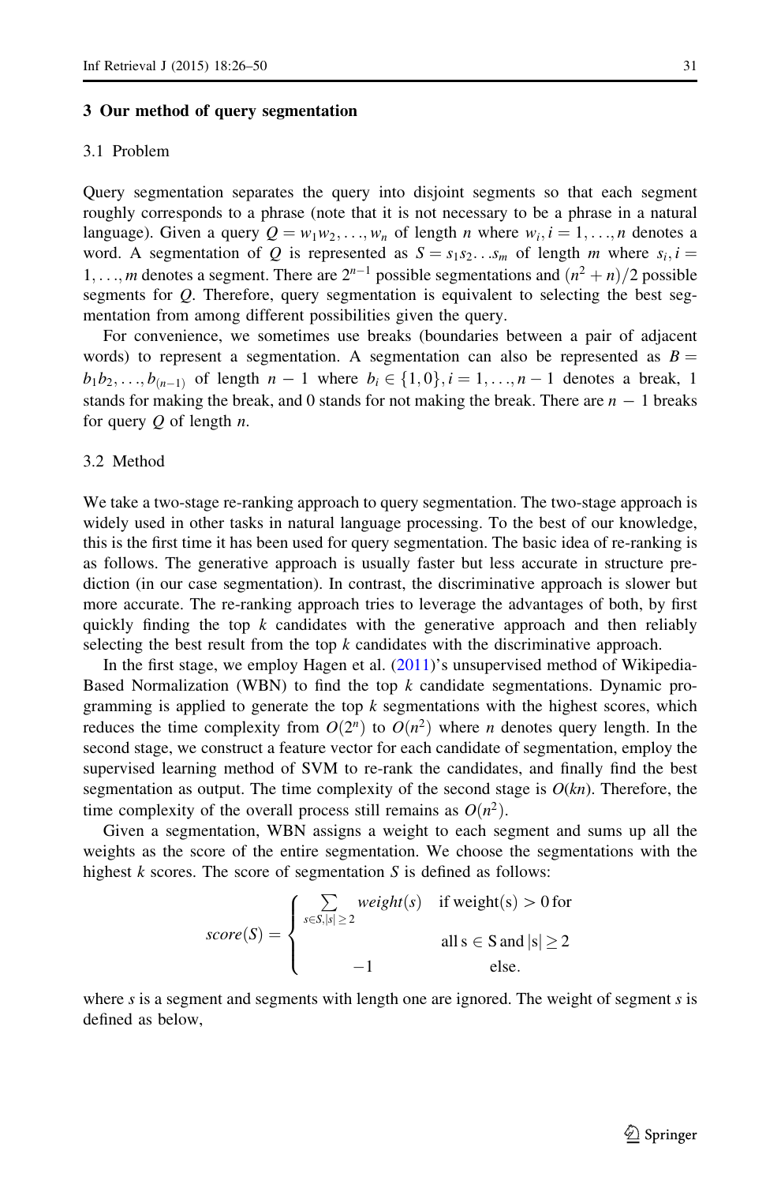## 3 Our method of query segmentation

### 3.1 Problem

Query segmentation separates the query into disjoint segments so that each segment roughly corresponds to a phrase (note that it is not necessary to be a phrase in a natural language). Given a query $Q = w_1 w_2, \ldots, w_n$ of length $n$ where $w_i, i = 1, \ldots, n$ denotes a word. A segmentation of $Q$ is represented as $S = s_1 s_2 \ldots s_m$ of length $m$ where $s_i, i = 1, \ldots, m$ denotes a segment. There are $2^{n-1}$ possible segmentations and $(n^2 + n)/2$ possible segments for $Q$. Therefore, query segmentation is equivalent to selecting the best segmentation from among different possibilities given the query.

For convenience, we sometimes use breaks (boundaries between a pair of adjacent words) to represent a segmentation. A segmentation can also be represented as $B = b_1 b_2, \ldots, b_{(n-1)}$ of length $n - 1$ where $b_i \in \{1, 0\}, i = 1, \ldots, n - 1$ denotes a break, 1 stands for making the break, and 0 stands for not making the break. There are $n - 1$ breaks for query $Q$ of length $n$.

### 3.2 Method

We take a two-stage re-ranking approach to query segmentation. The two-stage approach is widely used in other tasks in natural language processing. To the best of our knowledge, this is the first time it has been used for query segmentation. The basic idea of re-ranking is as follows. The generative approach is usually faster but less accurate in structure prediction (in our case segmentation). In contrast, the discriminative approach is slower but more accurate. The re-ranking approach tries to leverage the advantages of both, by first quickly finding the top $k$ candidates with the generative approach and then reliably selecting the best result from the top $k$ candidates with the discriminative approach.

In the first stage, we employ Hagen et al. (2011)'s unsupervised method of Wikipedia-Based Normalization (WBN) to find the top $k$ candidate segmentations. Dynamic programming is applied to generate the top $k$ segmentations with the highest scores, which reduces the time complexity from $O(2^n)$ to $O(n^2)$ where $n$ denotes query length. In the second stage, we construct a feature vector for each candidate of segmentation, employ the supervised learning method of SVM to re-rank the candidates, and finally find the best segmentation as output. The time complexity of the second stage is $O(kn)$. Therefore, the time complexity of the overall process still remains as $O(n^2)$.

Given a segmentation, WBN assigns a weight to each segment and sums up all the weights as the score of the entire segmentation. We choose the segmentations with the highest $k$ scores. The score of segmentation $S$ is defined as follows:

$$score(S) = \begin{cases} \sum_{s \in S, |s| \geq 2} weight(s) & \text{if weight(s)} > 0 \text{ for} \\ & \text{all s} \in \text{S and } |\text{s}| \geq 2 \\ -1 & \text{else.} \end{cases}$$

where $s$ is a segment and segments with length one are ignored. The weight of segment $s$ is defined as below,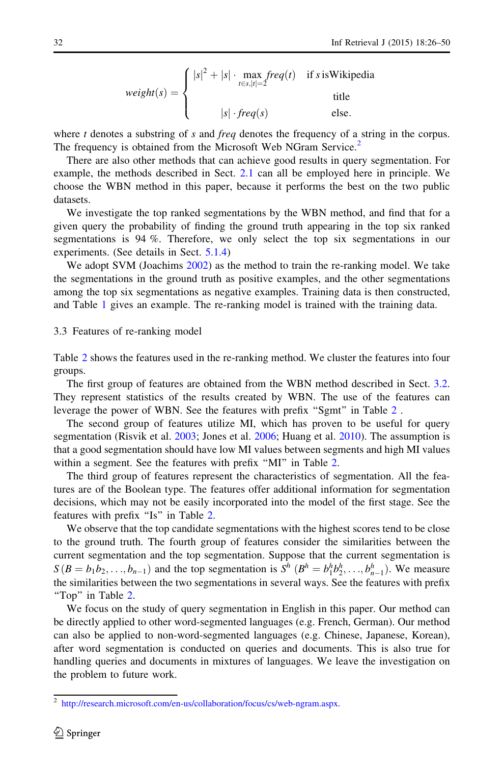$$
weight(s) = \begin{cases} |s|^2 + |s| \cdot \max_{t \in s, |t|=2} freq(t) & \text{if } s \text{ is Wikipedia title} \\ |s| \cdot freq(s) & \text{else.} \end{cases}
$$

where $t$ denotes a substring of $s$ and *freq* denotes the frequency of a string in the corpus. The frequency is obtained from the Microsoft Web NGram Service.[2]

There are also other methods that can achieve good results in query segmentation. For example, the methods described in Sect. 2.1 can all be employed here in principle. We choose the WBN method in this paper, because it performs the best on the two public datasets.

We investigate the top ranked segmentations by the WBN method, and find that for a given query the probability of finding the ground truth appearing in the top six ranked segmentations is 94 %. Therefore, we only select the top six segmentations in our experiments. (See details in Sect. 5.1.4)

We adopt SVM (Joachims 2002) as the method to train the re-ranking model. We take the segmentations in the ground truth as positive examples, and the other segmentations among the top six segmentations as negative examples. Training data is then constructed, and Table 1 gives an example. The re-ranking model is trained with the training data.

### 3.3 Features of re-ranking model

Table 2 shows the features used in the re-ranking method. We cluster the features into four groups.

The first group of features are obtained from the WBN method described in Sect. 3.2. They represent statistics of the results created by WBN. The use of the features can leverage the power of WBN. See the features with prefix "Sgmt" in Table 2 .

The second group of features utilize MI, which has proven to be useful for query segmentation (Risvik et al. 2003; Jones et al. 2006; Huang et al. 2010). The assumption is that a good segmentation should have low MI values between segments and high MI values within a segment. See the features with prefix "MI" in Table 2.

The third group of features represent the characteristics of segmentation. All the features are of the Boolean type. The features offer additional information for segmentation decisions, which may not be easily incorporated into the model of the first stage. See the features with prefix "Is" in Table 2.

We observe that the top candidate segmentations with the highest scores tend to be close to the ground truth. The fourth group of features consider the similarities between the current segmentation and the top segmentation. Suppose that the current segmentation is $S\,(B = b_1 b_2, \ldots, b_{n-1})$ and the top segmentation is $S^h\ (B^h = b_1^h b_2^h, \ldots, b_{n-1}^h)$. We measure the similarities between the two segmentations in several ways. See the features with prefix "Top" in Table 2.

We focus on the study of query segmentation in English in this paper. Our method can be directly applied to other word-segmented languages (e.g. French, German). Our method can also be applied to non-word-segmented languages (e.g. Chinese, Japanese, Korean), after word segmentation is conducted on queries and documents. This is also true for handling queries and documents in mixtures of languages. We leave the investigation on the problem to future work.

---

[2] http://research.microsoft.com/en-us/collaboration/focus/cs/web-ngram.aspx.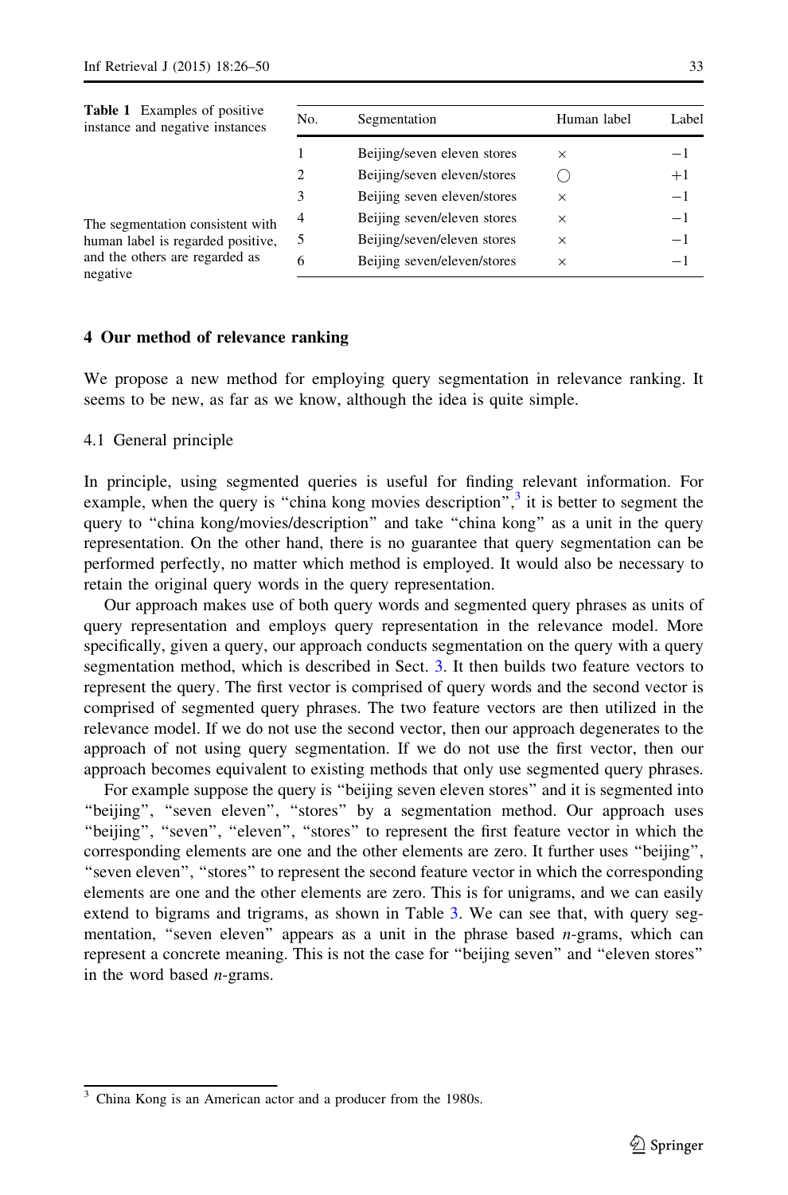**Table 1** Examples of positive instance and negative instances

| No. | Segmentation | Human label | Label |
|---|---|---|---|
| 1 | Beijing/seven eleven stores | × | −1 |
| 2 | Beijing/seven eleven/stores | ◯ | +1 |
| 3 | Beijing seven eleven/stores | × | −1 |
| 4 | Beijing seven/eleven stores | × | −1 |
| 5 | Beijing/seven/eleven stores | × | −1 |
| 6 | Beijing seven/eleven/stores | × | −1 |

The segmentation consistent with human label is regarded positive, and the others are regarded as negative

## 4 Our method of relevance ranking

We propose a new method for employing query segmentation in relevance ranking. It seems to be new, as far as we know, although the idea is quite simple.

### 4.1 General principle

In principle, using segmented queries is useful for finding relevant information. For example, when the query is "china kong movies description",[3] it is better to segment the query to "china kong/movies/description" and take "china kong" as a unit in the query representation. On the other hand, there is no guarantee that query segmentation can be performed perfectly, no matter which method is employed. It would also be necessary to retain the original query words in the query representation.

Our approach makes use of both query words and segmented query phrases as units of query representation and employs query representation in the relevance model. More specifically, given a query, our approach conducts segmentation on the query with a query segmentation method, which is described in Sect. 3. It then builds two feature vectors to represent the query. The first vector is comprised of query words and the second vector is comprised of segmented query phrases. The two feature vectors are then utilized in the relevance model. If we do not use the second vector, then our approach degenerates to the approach of not using query segmentation. If we do not use the first vector, then our approach becomes equivalent to existing methods that only use segmented query phrases.

For example suppose the query is "beijing seven eleven stores" and it is segmented into "beijing", "seven eleven", "stores" by a segmentation method. Our approach uses "beijing", "seven", "eleven", "stores" to represent the first feature vector in which the corresponding elements are one and the other elements are zero. It further uses "beijing", "seven eleven", "stores" to represent the second feature vector in which the corresponding elements are one and the other elements are zero. This is for unigrams, and we can easily extend to bigrams and trigrams, as shown in Table 3. We can see that, with query segmentation, "seven eleven" appears as a unit in the phrase based *n*-grams, which can represent a concrete meaning. This is not the case for "beijing seven" and "eleven stores" in the word based *n*-grams.

[3] China Kong is an American actor and a producer from the 1980s.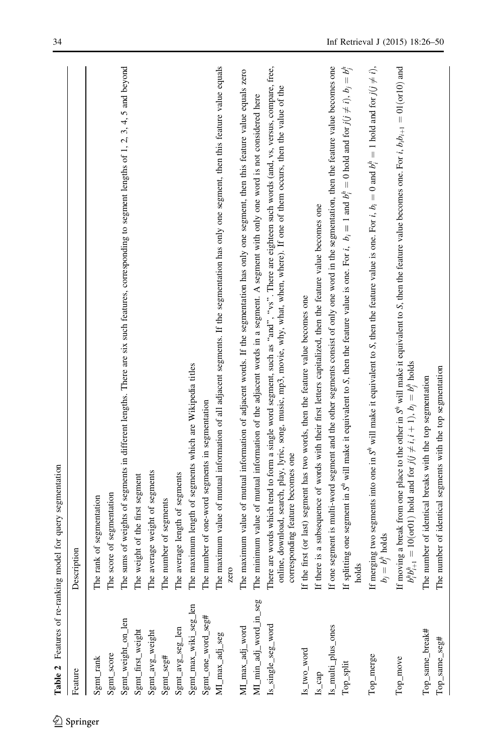**Table 2** Features of re-ranking model for query segmentation

| Feature | Description |
|---|---|
| Sgmt_rank | The rank of segmentation |
| Sgmt_score | The score of segmentation |
| Sgmt_weight_on_len | The sums of weights of segments in different lengths. There are six such features, corresponding to segment lengths of 1, 2, 3, 4, 5 and beyond |
| Sgmt_first_weight | The weight of the first segment |
| Sgmt_avg_weight | The average weight of segments |
| Sgmt_seg# | The number of segments |
| Sgmt_avg_seg_len | The average length of segments |
| Sgmt_max_wiki_seg_len | The maximum length of segments which are Wikipedia titles |
| Sgmt_one_word_seg# | The number of one-word segments in segmentation |
| MI_max_adj_seg | The maximum value of mutual information of all adjacent segments. If the segmentation has only one segment, then this feature value equals zero |
| MI_max_adj_word | The maximum value of mutual information of adjacent words. If the segmentation has only one segment, then this feature value equals zero |
| MI_min_adj_word_in_seg | The minimum value of mutual information of the adjacent words in a segment. A segment with only one word is not considered here |
| Is_single_seg_word | There are words which tend to form a single word segment, such as "and", "vs". There are eighteen such words (and, vs, versus, compare, free, online, download, search, play, lyric, song, music, mp3, movie, why, what, when, where). If one of them occurs, then the value of the corresponding feature becomes one |
| Is_two_word | If the first (or last) segment has two words, then the feature value becomes one |
| Is_cap | If there is a subsequence of words with their first letters capitalized, then the feature value becomes one |
| Is_multi_plus_ones | If one segment is multi-word segment and the other segments consist of only one word in the segmentation, then the feature value becomes one |
| Top_split | If splitting one segment in $S^h$ will make it equivalent to $S$, then the feature value is one. For $i$, $b_i = 1$ and $b_i^h = 0$ hold and for $j (j \neq i)$, $b_j = b_j^h$ holds |
| Top_merge | If merging two segments into one in $S^h$ will make it equivalent to $S$, then the feature value is one. For $i$, $b_i = 0$ and $b_i^h = 1$ hold and for $j (j \neq i)$, $b_j = b_j^h$ holds |
| Top_move | If moving a break from one place to the other in $S^h$ will make it equivalent to $S$, then the feature value becomes one. For $i$, $b_i b_{i+1} = 01(\text{or}10)$ and $b_i^h b_{i+1}^h = 10(\text{or}01)$ hold and for $j (j \neq i, i+1)$, $b_j = b_j^h$ holds |
| Top_same_break# | The number of identical breaks with the top segmentation |
| Top_same_seg# | The number of identical segments with the top segmentation |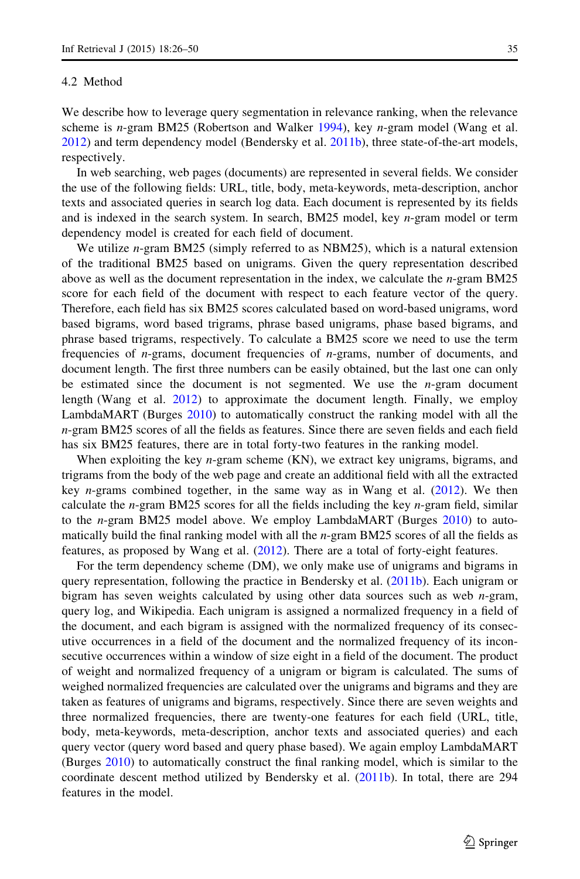### 4.2 Method

We describe how to leverage query segmentation in relevance ranking, when the relevance scheme is *n*-gram BM25 (Robertson and Walker 1994), key *n*-gram model (Wang et al. 2012) and term dependency model (Bendersky et al. 2011b), three state-of-the-art models, respectively.

In web searching, web pages (documents) are represented in several fields. We consider the use of the following fields: URL, title, body, meta-keywords, meta-description, anchor texts and associated queries in search log data. Each document is represented by its fields and is indexed in the search system. In search, BM25 model, key *n*-gram model or term dependency model is created for each field of document.

We utilize *n*-gram BM25 (simply referred to as NBM25), which is a natural extension of the traditional BM25 based on unigrams. Given the query representation described above as well as the document representation in the index, we calculate the *n*-gram BM25 score for each field of the document with respect to each feature vector of the query. Therefore, each field has six BM25 scores calculated based on word-based unigrams, word based bigrams, word based trigrams, phrase based unigrams, phase based bigrams, and phrase based trigrams, respectively. To calculate a BM25 score we need to use the term frequencies of *n*-grams, document frequencies of *n*-grams, number of documents, and document length. The first three numbers can be easily obtained, but the last one can only be estimated since the document is not segmented. We use the *n*-gram document length (Wang et al. 2012) to approximate the document length. Finally, we employ LambdaMART (Burges 2010) to automatically construct the ranking model with all the *n*-gram BM25 scores of all the fields as features. Since there are seven fields and each field has six BM25 features, there are in total forty-two features in the ranking model.

When exploiting the key *n*-gram scheme (KN), we extract key unigrams, bigrams, and trigrams from the body of the web page and create an additional field with all the extracted key *n*-grams combined together, in the same way as in Wang et al. (2012). We then calculate the *n*-gram BM25 scores for all the fields including the key *n*-gram field, similar to the *n*-gram BM25 model above. We employ LambdaMART (Burges 2010) to automatically build the final ranking model with all the *n*-gram BM25 scores of all the fields as features, as proposed by Wang et al. (2012). There are a total of forty-eight features.

For the term dependency scheme (DM), we only make use of unigrams and bigrams in query representation, following the practice in Bendersky et al. (2011b). Each unigram or bigram has seven weights calculated by using other data sources such as web *n*-gram, query log, and Wikipedia. Each unigram is assigned a normalized frequency in a field of the document, and each bigram is assigned with the normalized frequency of its consecutive occurrences in a field of the document and the normalized frequency of its inconsecutive occurrences within a window of size eight in a field of the document. The product of weight and normalized frequency of a unigram or bigram is calculated. The sums of weighed normalized frequencies are calculated over the unigrams and bigrams and they are taken as features of unigrams and bigrams, respectively. Since there are seven weights and three normalized frequencies, there are twenty-one features for each field (URL, title, body, meta-keywords, meta-description, anchor texts and associated queries) and each query vector (query word based and query phase based). We again employ LambdaMART (Burges 2010) to automatically construct the final ranking model, which is similar to the coordinate descent method utilized by Bendersky et al. (2011b). In total, there are 294 features in the model.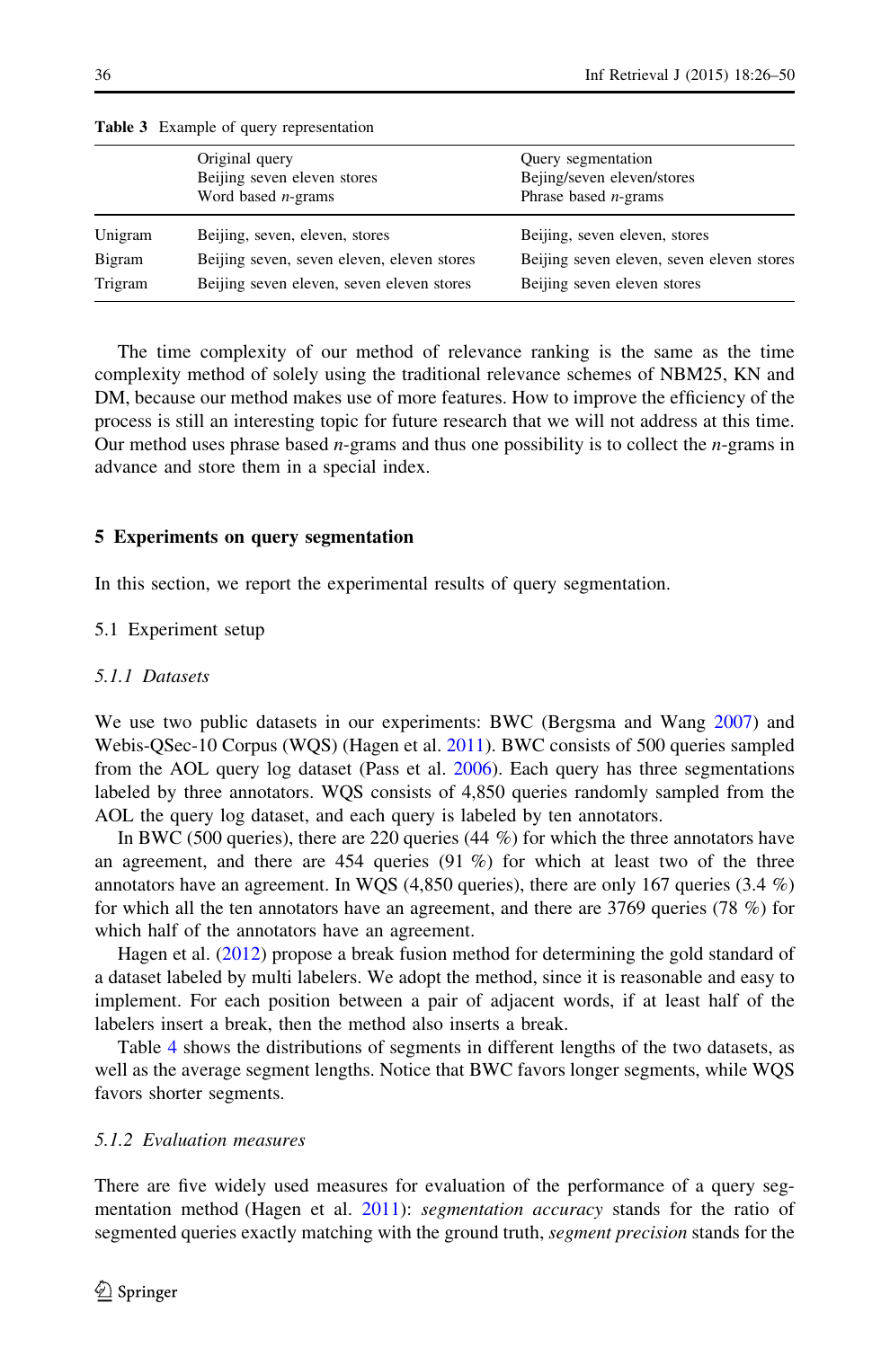**Table 3** Example of query representation

| | Original query<br>Beijing seven eleven stores<br>Word based $n$-grams | Query segmentation<br>Bejing/seven eleven/stores<br>Phrase based $n$-grams |
|---|---|---|
| Unigram | Beijing, seven, eleven, stores | Beijing, seven eleven, stores |
| Bigram | Beijing seven, seven eleven, eleven stores | Beijing seven eleven, seven eleven stores |
| Trigram | Beijing seven eleven, seven eleven stores | Beijing seven eleven stores |

The time complexity of our method of relevance ranking is the same as the time complexity method of solely using the traditional relevance schemes of NBM25, KN and DM, because our method makes use of more features. How to improve the efficiency of the process is still an interesting topic for future research that we will not address at this time. Our method uses phrase based $n$-grams and thus one possibility is to collect the $n$-grams in advance and store them in a special index.

## 5 Experiments on query segmentation

In this section, we report the experimental results of query segmentation.

### 5.1 Experiment setup

#### 5.1.1 Datasets

We use two public datasets in our experiments: BWC (Bergsma and Wang 2007) and Webis-QSec-10 Corpus (WQS) (Hagen et al. 2011). BWC consists of 500 queries sampled from the AOL query log dataset (Pass et al. 2006). Each query has three segmentations labeled by three annotators. WQS consists of 4,850 queries randomly sampled from the AOL the query log dataset, and each query is labeled by ten annotators.

In BWC (500 queries), there are 220 queries (44 %) for which the three annotators have an agreement, and there are 454 queries (91 %) for which at least two of the three annotators have an agreement. In WQS (4,850 queries), there are only 167 queries (3.4 %) for which all the ten annotators have an agreement, and there are 3769 queries (78 %) for which half of the annotators have an agreement.

Hagen et al. (2012) propose a break fusion method for determining the gold standard of a dataset labeled by multi labelers. We adopt the method, since it is reasonable and easy to implement. For each position between a pair of adjacent words, if at least half of the labelers insert a break, then the method also inserts a break.

Table 4 shows the distributions of segments in different lengths of the two datasets, as well as the average segment lengths. Notice that BWC favors longer segments, while WQS favors shorter segments.

#### 5.1.2 Evaluation measures

There are five widely used measures for evaluation of the performance of a query segmentation method (Hagen et al. 2011): *segmentation accuracy* stands for the ratio of segmented queries exactly matching with the ground truth, *segment precision* stands for the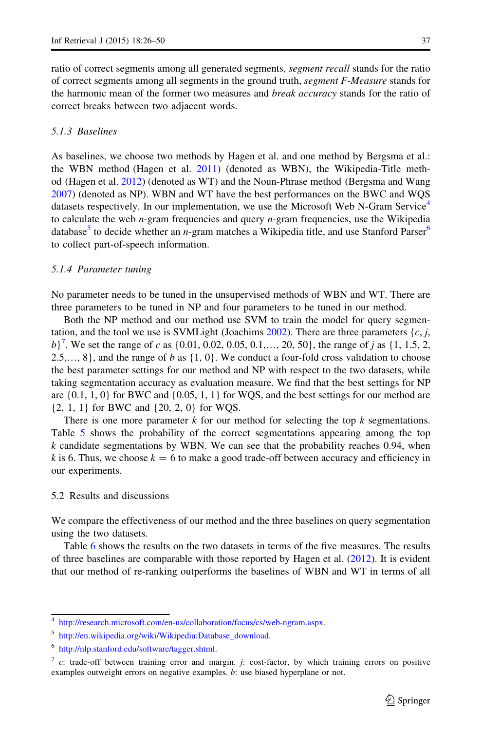ratio of correct segments among all generated segments, *segment recall* stands for the ratio of correct segments among all segments in the ground truth, *segment F-Measure* stands for the harmonic mean of the former two measures and *break accuracy* stands for the ratio of correct breaks between two adjacent words.

### 5.1.3 Baselines

As baselines, we choose two methods by Hagen et al. and one method by Bergsma et al.: the WBN method (Hagen et al. 2011) (denoted as WBN), the Wikipedia-Title method (Hagen et al. 2012) (denoted as WT) and the Noun-Phrase method (Bergsma and Wang 2007) (denoted as NP). WBN and WT have the best performances on the BWC and WQS datasets respectively. In our implementation, we use the Microsoft Web N-Gram Service[4] to calculate the web $n$-gram frequencies and query $n$-gram frequencies, use the Wikipedia database[5] to decide whether an $n$-gram matches a Wikipedia title, and use Stanford Parser[6] to collect part-of-speech information.

### 5.1.4 Parameter tuning

No parameter needs to be tuned in the unsupervised methods of WBN and WT. There are three parameters to be tuned in NP and four parameters to be tuned in our method.

Both the NP method and our method use SVM to train the model for query segmentation, and the tool we use is SVMLight (Joachims 2002). There are three parameters $\{c, j, b\}$[7]. We set the range of $c$ as {0.01, 0.02, 0.05, 0.1,…, 20, 50}, the range of $j$ as {1, 1.5, 2, 2.5,…, 8}, and the range of $b$ as {1, 0}. We conduct a four-fold cross validation to choose the best parameter settings for our method and NP with respect to the two datasets, while taking segmentation accuracy as evaluation measure. We find that the best settings for NP are {0.1, 1, 0} for BWC and {0.05, 1, 1} for WQS, and the best settings for our method are {2, 1, 1} for BWC and {20, 2, 0} for WQS.

There is one more parameter $k$ for our method for selecting the top $k$ segmentations. Table 5 shows the probability of the correct segmentations appearing among the top $k$ candidate segmentations by WBN. We can see that the probability reaches 0.94, when $k$ is 6. Thus, we choose $k = 6$ to make a good trade-off between accuracy and efficiency in our experiments.

## 5.2 Results and discussions

We compare the effectiveness of our method and the three baselines on query segmentation using the two datasets.

Table 6 shows the results on the two datasets in terms of the five measures. The results of three baselines are comparable with those reported by Hagen et al. (2012). It is evident that our method of re-ranking outperforms the baselines of WBN and WT in terms of all

---

[4] http://research.microsoft.com/en-us/collaboration/focus/cs/web-ngram.aspx.

[5] http://en.wikipedia.org/wiki/Wikipedia:Database_download.

[6] http://nlp.stanford.edu/software/tagger.shtml.

[7] $c$: trade-off between training error and margin. $j$: cost-factor, by which training errors on positive examples outweight errors on negative examples. $b$: use biased hyperplane or not.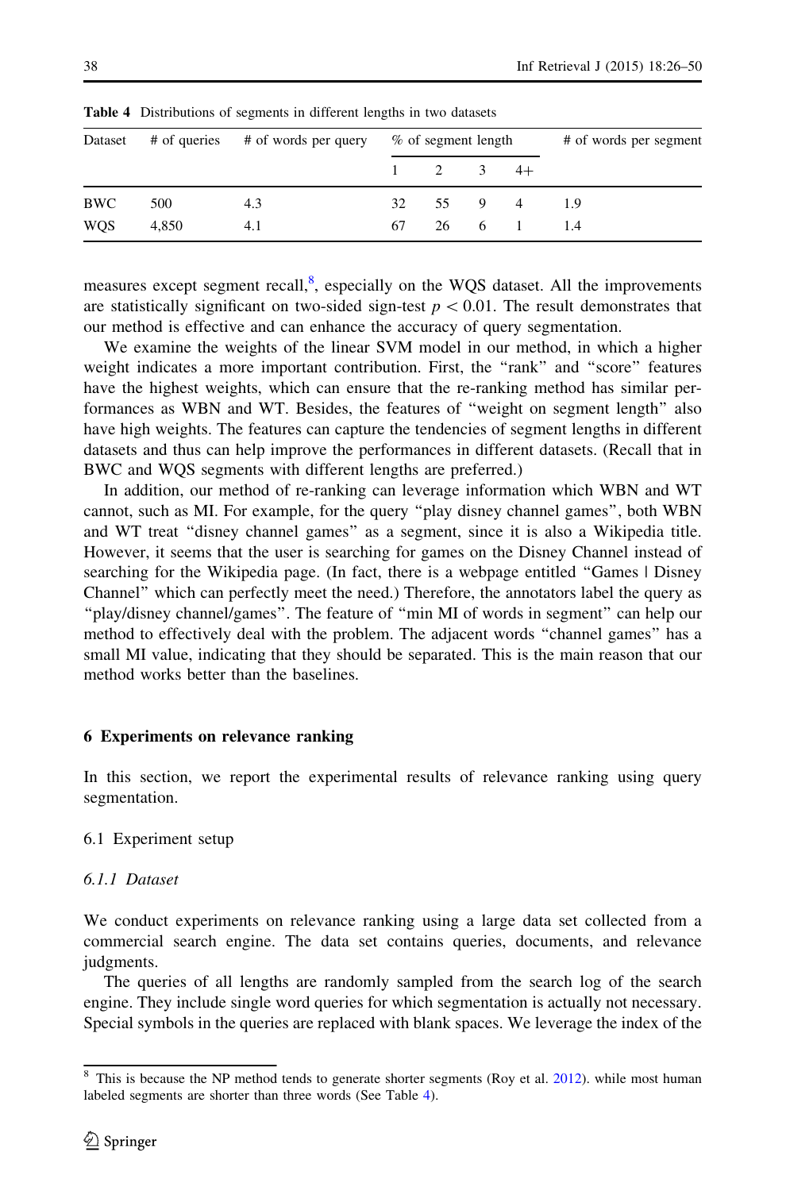**Table 4** Distributions of segments in different lengths in two datasets

| Dataset | # of queries | # of words per query | % of segment length | | | | # of words per segment |
|---|---|---|---|---|---|---|---|
| | | | 1 | 2 | 3 | 4+ | |
| BWC | 500 | 4.3 | 32 | 55 | 9 | 4 | 1.9 |
| WQS | 4,850 | 4.1 | 67 | 26 | 6 | 1 | 1.4 |

measures except segment recall,[8], especially on the WQS dataset. All the improvements are statistically significant on two-sided sign-test $p < 0.01$. The result demonstrates that our method is effective and can enhance the accuracy of query segmentation.

We examine the weights of the linear SVM model in our method, in which a higher weight indicates a more important contribution. First, the "rank" and "score" features have the highest weights, which can ensure that the re-ranking method has similar performances as WBN and WT. Besides, the features of "weight on segment length" also have high weights. The features can capture the tendencies of segment lengths in different datasets and thus can help improve the performances in different datasets. (Recall that in BWC and WQS segments with different lengths are preferred.)

In addition, our method of re-ranking can leverage information which WBN and WT cannot, such as MI. For example, for the query "play disney channel games", both WBN and WT treat "disney channel games" as a segment, since it is also a Wikipedia title. However, it seems that the user is searching for games on the Disney Channel instead of searching for the Wikipedia page. (In fact, there is a webpage entitled "Games | Disney Channel" which can perfectly meet the need.) Therefore, the annotators label the query as "play/disney channel/games". The feature of "min MI of words in segment" can help our method to effectively deal with the problem. The adjacent words "channel games" has a small MI value, indicating that they should be separated. This is the main reason that our method works better than the baselines.

## 6 Experiments on relevance ranking

In this section, we report the experimental results of relevance ranking using query segmentation.

### 6.1 Experiment setup

#### *6.1.1 Dataset*

We conduct experiments on relevance ranking using a large data set collected from a commercial search engine. The data set contains queries, documents, and relevance judgments.

The queries of all lengths are randomly sampled from the search log of the search engine. They include single word queries for which segmentation is actually not necessary. Special symbols in the queries are replaced with blank spaces. We leverage the index of the

[8] This is because the NP method tends to generate shorter segments (Roy et al. 2012). while most human labeled segments are shorter than three words (See Table 4).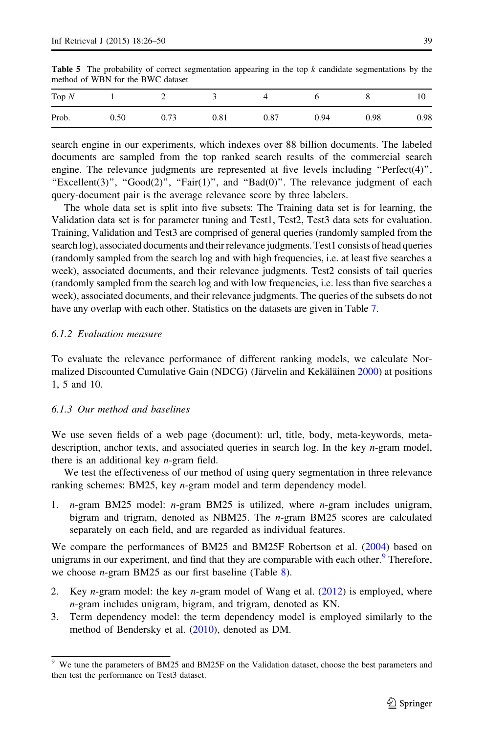**Table 5** The probability of correct segmentation appearing in the top $k$ candidate segmentations by the method of WBN for the BWC dataset

| Top $N$ | 1 | 2 | 3 | 4 | 6 | 8 | 10 |
|---|---|---|---|---|---|---|---|
| Prob. | 0.50 | 0.73 | 0.81 | 0.87 | 0.94 | 0.98 | 0.98 |

search engine in our experiments, which indexes over 88 billion documents. The labeled documents are sampled from the top ranked search results of the commercial search engine. The relevance judgments are represented at five levels including "Perfect(4)", "Excellent(3)", "Good(2)", "Fair(1)", and "Bad(0)". The relevance judgment of each query-document pair is the average relevance score by three labelers.

The whole data set is split into five subsets: The Training data set is for learning, the Validation data set is for parameter tuning and Test1, Test2, Test3 data sets for evaluation. Training, Validation and Test3 are comprised of general queries (randomly sampled from the search log), associated documents and their relevance judgments. Test1 consists of head queries (randomly sampled from the search log and with high frequencies, i.e. at least five searches a week), associated documents, and their relevance judgments. Test2 consists of tail queries (randomly sampled from the search log and with low frequencies, i.e. less than five searches a week), associated documents, and their relevance judgments. The queries of the subsets do not have any overlap with each other. Statistics on the datasets are given in Table 7.

#### 6.1.2 Evaluation measure

To evaluate the relevance performance of different ranking models, we calculate Normalized Discounted Cumulative Gain (NDCG) (Järvelin and Kekäläinen 2000) at positions 1, 5 and 10.

#### 6.1.3 Our method and baselines

We use seven fields of a web page (document): url, title, body, meta-keywords, meta-description, anchor texts, and associated queries in search log. In the key $n$-gram model, there is an additional key $n$-gram field.

We test the effectiveness of our method of using query segmentation in three relevance ranking schemes: BM25, key $n$-gram model and term dependency model.

1. $n$-gram BM25 model: $n$-gram BM25 is utilized, where $n$-gram includes unigram, bigram and trigram, denoted as NBM25. The $n$-gram BM25 scores are calculated separately on each field, and are regarded as individual features.

We compare the performances of BM25 and BM25F Robertson et al. (2004) based on unigrams in our experiment, and find that they are comparable with each other.[9] Therefore, we choose $n$-gram BM25 as our first baseline (Table 8).

2. Key $n$-gram model: the key $n$-gram model of Wang et al. (2012) is employed, where $n$-gram includes unigram, bigram, and trigram, denoted as KN.
3. Term dependency model: the term dependency model is employed similarly to the method of Bendersky et al. (2010), denoted as DM.

[9] We tune the parameters of BM25 and BM25F on the Validation dataset, choose the best parameters and then test the performance on Test3 dataset.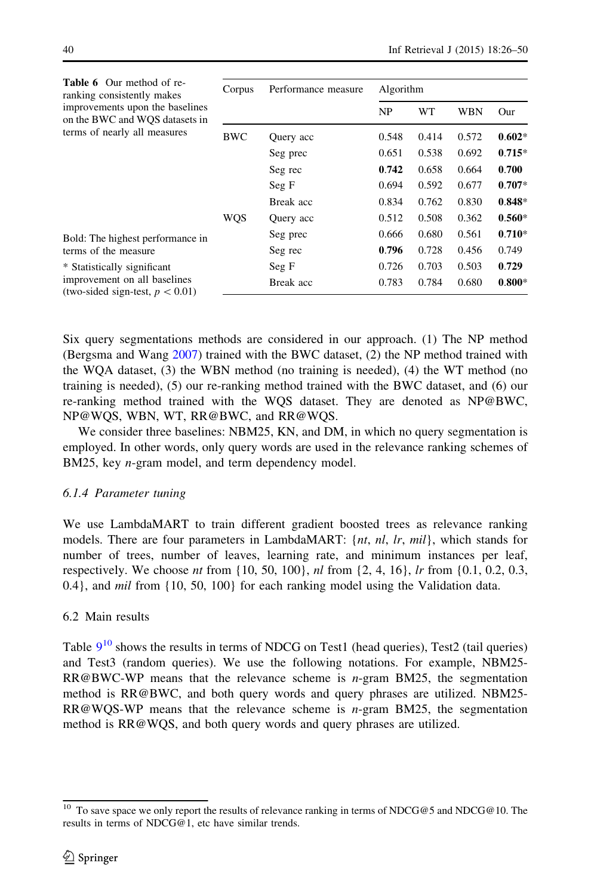**Table 6** Our method of re-ranking consistently makes improvements upon the baselines on the BWC and WQS datasets in terms of nearly all measures

| Corpus | Performance measure | Algorithm | | | |
|---|---|---|---|---|---|
| | | NP | WT | WBN | Our |
| BWC | Query acc | 0.548 | 0.414 | 0.572 | **0.602*** |
| | Seg prec | 0.651 | 0.538 | 0.692 | **0.715*** |
| | Seg rec | **0.742** | 0.658 | 0.664 | **0.700** |
| | Seg F | 0.694 | 0.592 | 0.677 | **0.707*** |
| | Break acc | 0.834 | 0.762 | 0.830 | **0.848*** |
| WQS | Query acc | 0.512 | 0.508 | 0.362 | **0.560*** |
| | Seg prec | 0.666 | 0.680 | 0.561 | **0.710*** |
| | Seg rec | **0.796** | 0.728 | 0.456 | 0.749 |
| | Seg F | 0.726 | 0.703 | 0.503 | **0.729** |
| | Break acc | 0.783 | 0.784 | 0.680 | **0.800*** |

Bold: The highest performance in terms of the measure

* Statistically significant improvement on all baselines (two-sided sign-test, $p < 0.01$)

Six query segmentations methods are considered in our approach. (1) The NP method (Bergsma and Wang 2007) trained with the BWC dataset, (2) the NP method trained with the WQA dataset, (3) the WBN method (no training is needed), (4) the WT method (no training is needed), (5) our re-ranking method trained with the BWC dataset, and (6) our re-ranking method trained with the WQS dataset. They are denoted as NP@BWC, NP@WQS, WBN, WT, RR@BWC, and RR@WQS.

We consider three baselines: NBM25, KN, and DM, in which no query segmentation is employed. In other words, only query words are used in the relevance ranking schemes of BM25, key *n*-gram model, and term dependency model.

#### 6.1.4 Parameter tuning

We use LambdaMART to train different gradient boosted trees as relevance ranking models. There are four parameters in LambdaMART: {*nt*, *nl*, *lr*, *mil*}, which stands for number of trees, number of leaves, learning rate, and minimum instances per leaf, respectively. We choose *nt* from {10, 50, 100}, *nl* from {2, 4, 16}, *lr* from {0.1, 0.2, 0.3, 0.4}, and *mil* from {10, 50, 100} for each ranking model using the Validation data.

### 6.2 Main results

Table 9[10] shows the results in terms of NDCG on Test1 (head queries), Test2 (tail queries) and Test3 (random queries). We use the following notations. For example, NBM25-RR@BWC-WP means that the relevance scheme is *n*-gram BM25, the segmentation method is RR@BWC, and both query words and query phrases are utilized. NBM25-RR@WQS-WP means that the relevance scheme is *n*-gram BM25, the segmentation method is RR@WQS, and both query words and query phrases are utilized.

[10] To save space we only report the results of relevance ranking in terms of NDCG@5 and NDCG@10. The results in terms of NDCG@1, etc have similar trends.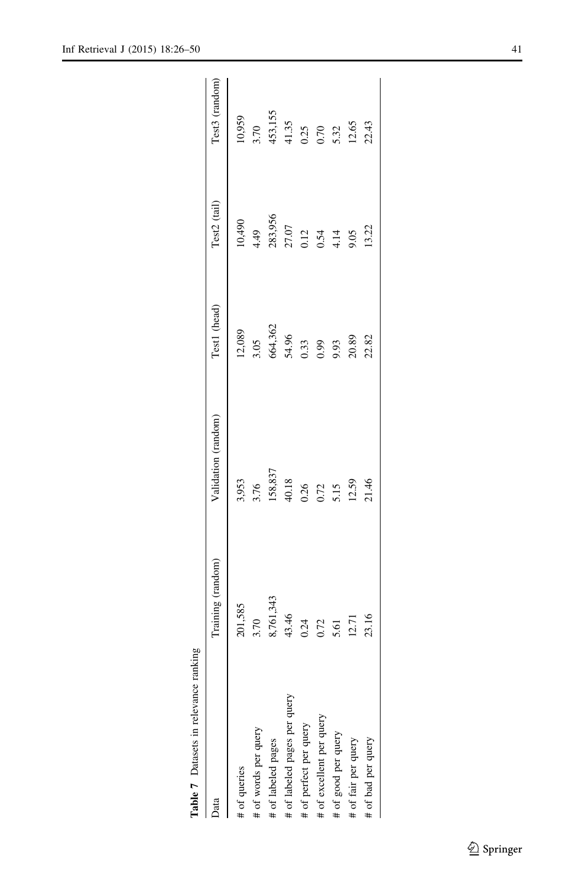**Table 7** Datasets in relevance ranking

| Data | Training (random) | Validation (random) | Test1 (head) | Test2 (tail) | Test3 (random) |
|---|---|---|---|---|---|
| # of queries | 201,585 | 3,953 | 12,089 | 10,490 | 10,959 |
| # of words per query | 3.70 | 3.76 | 3.05 | 4.49 | 3.70 |
| # of labeled pages | 8,761,343 | 158,837 | 664,362 | 283,956 | 453,155 |
| # of labeled pages per query | 43.46 | 40.18 | 54.96 | 27.07 | 41.35 |
| # of perfect per query | 0.24 | 0.26 | 0.33 | 0.12 | 0.25 |
| # of excellent per query | 0.72 | 0.72 | 0.99 | 0.54 | 0.70 |
| # of good per query | 5.61 | 5.15 | 9.93 | 4.14 | 5.32 |
| # of fair per query | 12.71 | 12.59 | 20.89 | 9.05 | 12.65 |
| # of bad per query | 23.16 | 21.46 | 22.82 | 13.22 | 22.43 |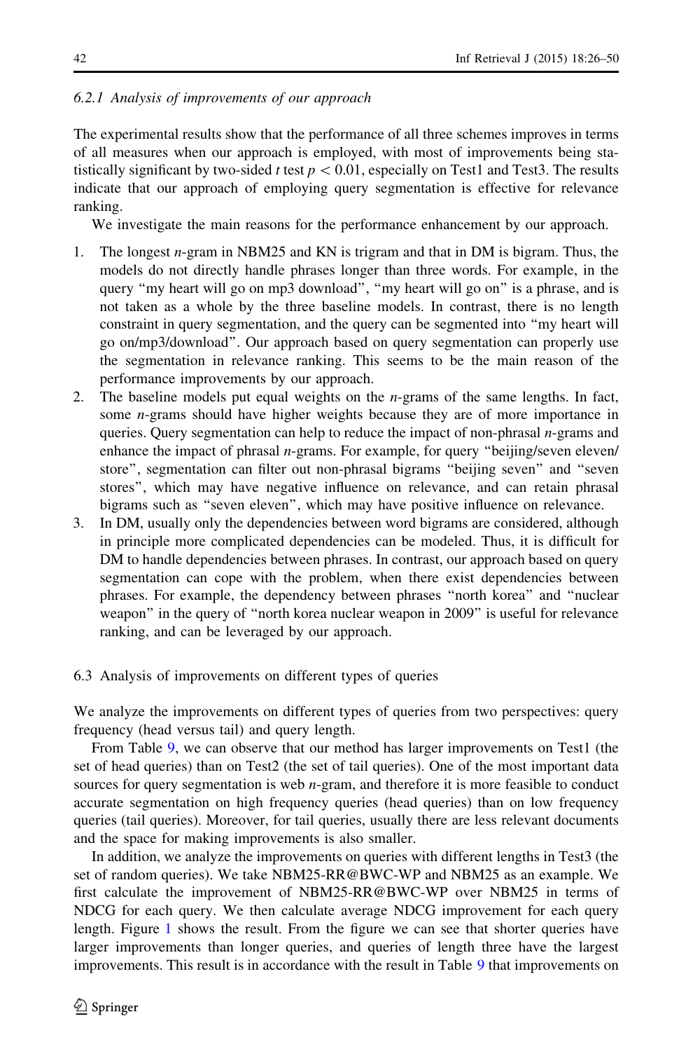#### 6.2.1 Analysis of improvements of our approach

The experimental results show that the performance of all three schemes improves in terms of all measures when our approach is employed, with most of improvements being statistically significant by two-sided *t* test $p < 0.01$, especially on Test1 and Test3. The results indicate that our approach of employing query segmentation is effective for relevance ranking.

We investigate the main reasons for the performance enhancement by our approach.

1. The longest *n*-gram in NBM25 and KN is trigram and that in DM is bigram. Thus, the models do not directly handle phrases longer than three words. For example, in the query "my heart will go on mp3 download", "my heart will go on" is a phrase, and is not taken as a whole by the three baseline models. In contrast, there is no length constraint in query segmentation, and the query can be segmented into "my heart will go on/mp3/download". Our approach based on query segmentation can properly use the segmentation in relevance ranking. This seems to be the main reason of the performance improvements by our approach.
2. The baseline models put equal weights on the *n*-grams of the same lengths. In fact, some *n*-grams should have higher weights because they are of more importance in queries. Query segmentation can help to reduce the impact of non-phrasal *n*-grams and enhance the impact of phrasal *n*-grams. For example, for query "beijing/seven eleven/store", segmentation can filter out non-phrasal bigrams "beijing seven" and "seven stores", which may have negative influence on relevance, and can retain phrasal bigrams such as "seven eleven", which may have positive influence on relevance.
3. In DM, usually only the dependencies between word bigrams are considered, although in principle more complicated dependencies can be modeled. Thus, it is difficult for DM to handle dependencies between phrases. In contrast, our approach based on query segmentation can cope with the problem, when there exist dependencies between phrases. For example, the dependency between phrases "north korea" and "nuclear weapon" in the query of "north korea nuclear weapon in 2009" is useful for relevance ranking, and can be leveraged by our approach.

### 6.3 Analysis of improvements on different types of queries

We analyze the improvements on different types of queries from two perspectives: query frequency (head versus tail) and query length.

From Table 9, we can observe that our method has larger improvements on Test1 (the set of head queries) than on Test2 (the set of tail queries). One of the most important data sources for query segmentation is web *n*-gram, and therefore it is more feasible to conduct accurate segmentation on high frequency queries (head queries) than on low frequency queries (tail queries). Moreover, for tail queries, usually there are less relevant documents and the space for making improvements is also smaller.

In addition, we analyze the improvements on queries with different lengths in Test3 (the set of random queries). We take NBM25-RR@BWC-WP and NBM25 as an example. We first calculate the improvement of NBM25-RR@BWC-WP over NBM25 in terms of NDCG for each query. We then calculate average NDCG improvement for each query length. Figure 1 shows the result. From the figure we can see that shorter queries have larger improvements than longer queries, and queries of length three have the largest improvements. This result is in accordance with the result in Table 9 that improvements on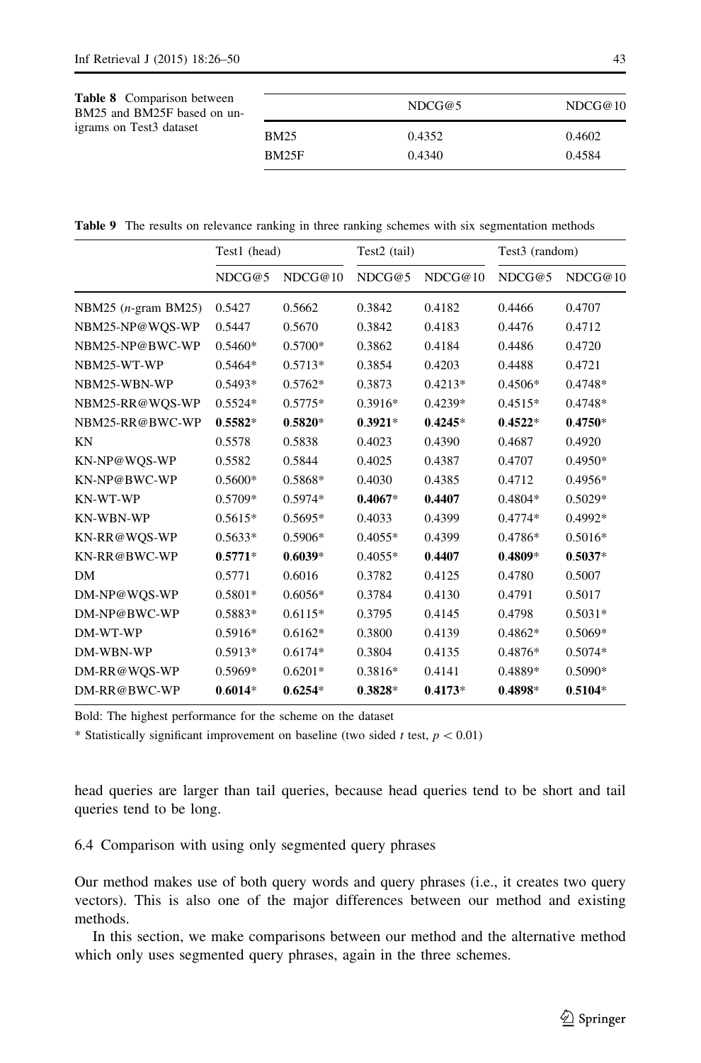**Table 8** Comparison between BM25 and BM25F based on unigrams on Test3 dataset

| | NDCG@5 | NDCG@10 |
|---|---|---|
| BM25 | 0.4352 | 0.4602 |
| BM25F | 0.4340 | 0.4584 |

**Table 9** The results on relevance ranking in three ranking schemes with six segmentation methods

| | Test1 (head) | | Test2 (tail) | | Test3 (random) | |
|---|---|---|---|---|---|---|
| | NDCG@5 | NDCG@10 | NDCG@5 | NDCG@10 | NDCG@5 | NDCG@10 |
| NBM25 (*n*-gram BM25) | 0.5427 | 0.5662 | 0.3842 | 0.4182 | 0.4466 | 0.4707 |
| NBM25-NP@WQS-WP | 0.5447 | 0.5670 | 0.3842 | 0.4183 | 0.4476 | 0.4712 |
| NBM25-NP@BWC-WP | 0.5460* | 0.5700* | 0.3862 | 0.4184 | 0.4486 | 0.4720 |
| NBM25-WT-WP | 0.5464* | 0.5713* | 0.3854 | 0.4203 | 0.4488 | 0.4721 |
| NBM25-WBN-WP | 0.5493* | 0.5762* | 0.3873 | 0.4213* | 0.4506* | 0.4748* |
| NBM25-RR@WQS-WP | 0.5524* | 0.5775* | 0.3916* | 0.4239* | 0.4515* | 0.4748* |
| NBM25-RR@BWC-WP | **0.5582*** | **0.5820*** | **0.3921*** | **0.4245*** | **0.4522*** | **0.4750*** |
| KN | 0.5578 | 0.5838 | 0.4023 | 0.4390 | 0.4687 | 0.4920 |
| KN-NP@WQS-WP | 0.5582 | 0.5844 | 0.4025 | 0.4387 | 0.4707 | 0.4950* |
| KN-NP@BWC-WP | 0.5600* | 0.5868* | 0.4030 | 0.4385 | 0.4712 | 0.4956* |
| KN-WT-WP | 0.5709* | 0.5974* | **0.4067*** | **0.4407** | 0.4804* | 0.5029* |
| KN-WBN-WP | 0.5615* | 0.5695* | 0.4033 | 0.4399 | 0.4774* | 0.4992* |
| KN-RR@WQS-WP | 0.5633* | 0.5906* | 0.4055* | 0.4399 | 0.4786* | 0.5016* |
| KN-RR@BWC-WP | **0.5771*** | **0.6039*** | 0.4055* | **0.4407** | **0.4809*** | **0.5037*** |
| DM | 0.5771 | 0.6016 | 0.3782 | 0.4125 | 0.4780 | 0.5007 |
| DM-NP@WQS-WP | 0.5801* | 0.6056* | 0.3784 | 0.4130 | 0.4791 | 0.5017 |
| DM-NP@BWC-WP | 0.5883* | 0.6115* | 0.3795 | 0.4145 | 0.4798 | 0.5031* |
| DM-WT-WP | 0.5916* | 0.6162* | 0.3800 | 0.4139 | 0.4862* | 0.5069* |
| DM-WBN-WP | 0.5913* | 0.6174* | 0.3804 | 0.4135 | 0.4876* | 0.5074* |
| DM-RR@WQS-WP | 0.5969* | 0.6201* | 0.3816* | 0.4141 | 0.4889* | 0.5090* |
| DM-RR@BWC-WP | **0.6014*** | **0.6254*** | **0.3828*** | **0.4173*** | **0.4898*** | **0.5104*** |

Bold: The highest performance for the scheme on the dataset

* Statistically significant improvement on baseline (two sided $t$ test, $p < 0.01$)

head queries are larger than tail queries, because head queries tend to be short and tail queries tend to be long.

### 6.4 Comparison with using only segmented query phrases

Our method makes use of both query words and query phrases (i.e., it creates two query vectors). This is also one of the major differences between our method and existing methods.

In this section, we make comparisons between our method and the alternative method which only uses segmented query phrases, again in the three schemes.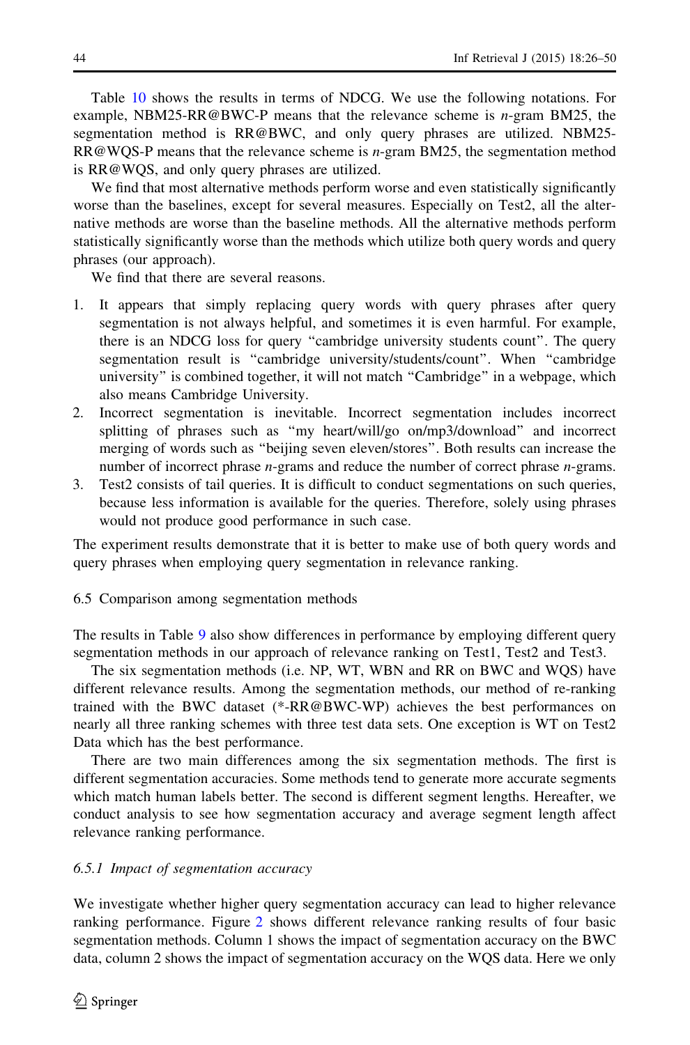Table 10 shows the results in terms of NDCG. We use the following notations. For example, NBM25-RR@BWC-P means that the relevance scheme is $n$-gram BM25, the segmentation method is RR@BWC, and only query phrases are utilized. NBM25-RR@WQS-P means that the relevance scheme is $n$-gram BM25, the segmentation method is RR@WQS, and only query phrases are utilized.

We find that most alternative methods perform worse and even statistically significantly worse than the baselines, except for several measures. Especially on Test2, all the alternative methods are worse than the baseline methods. All the alternative methods perform statistically significantly worse than the methods which utilize both query words and query phrases (our approach).

We find that there are several reasons.

1. It appears that simply replacing query words with query phrases after query segmentation is not always helpful, and sometimes it is even harmful. For example, there is an NDCG loss for query "cambridge university students count". The query segmentation result is "cambridge university/students/count". When "cambridge university" is combined together, it will not match "Cambridge" in a webpage, which also means Cambridge University.
2. Incorrect segmentation is inevitable. Incorrect segmentation includes incorrect splitting of phrases such as "my heart/will/go on/mp3/download" and incorrect merging of words such as "beijing seven eleven/stores". Both results can increase the number of incorrect phrase $n$-grams and reduce the number of correct phrase $n$-grams.
3. Test2 consists of tail queries. It is difficult to conduct segmentations on such queries, because less information is available for the queries. Therefore, solely using phrases would not produce good performance in such case.

The experiment results demonstrate that it is better to make use of both query words and query phrases when employing query segmentation in relevance ranking.

### 6.5 Comparison among segmentation methods

The results in Table 9 also show differences in performance by employing different query segmentation methods in our approach of relevance ranking on Test1, Test2 and Test3.

The six segmentation methods (i.e. NP, WT, WBN and RR on BWC and WQS) have different relevance results. Among the segmentation methods, our method of re-ranking trained with the BWC dataset (*-RR@BWC-WP) achieves the best performances on nearly all three ranking schemes with three test data sets. One exception is WT on Test2 Data which has the best performance.

There are two main differences among the six segmentation methods. The first is different segmentation accuracies. Some methods tend to generate more accurate segments which match human labels better. The second is different segment lengths. Hereafter, we conduct analysis to see how segmentation accuracy and average segment length affect relevance ranking performance.

#### *6.5.1 Impact of segmentation accuracy*

We investigate whether higher query segmentation accuracy can lead to higher relevance ranking performance. Figure 2 shows different relevance ranking results of four basic segmentation methods. Column 1 shows the impact of segmentation accuracy on the BWC data, column 2 shows the impact of segmentation accuracy on the WQS data. Here we only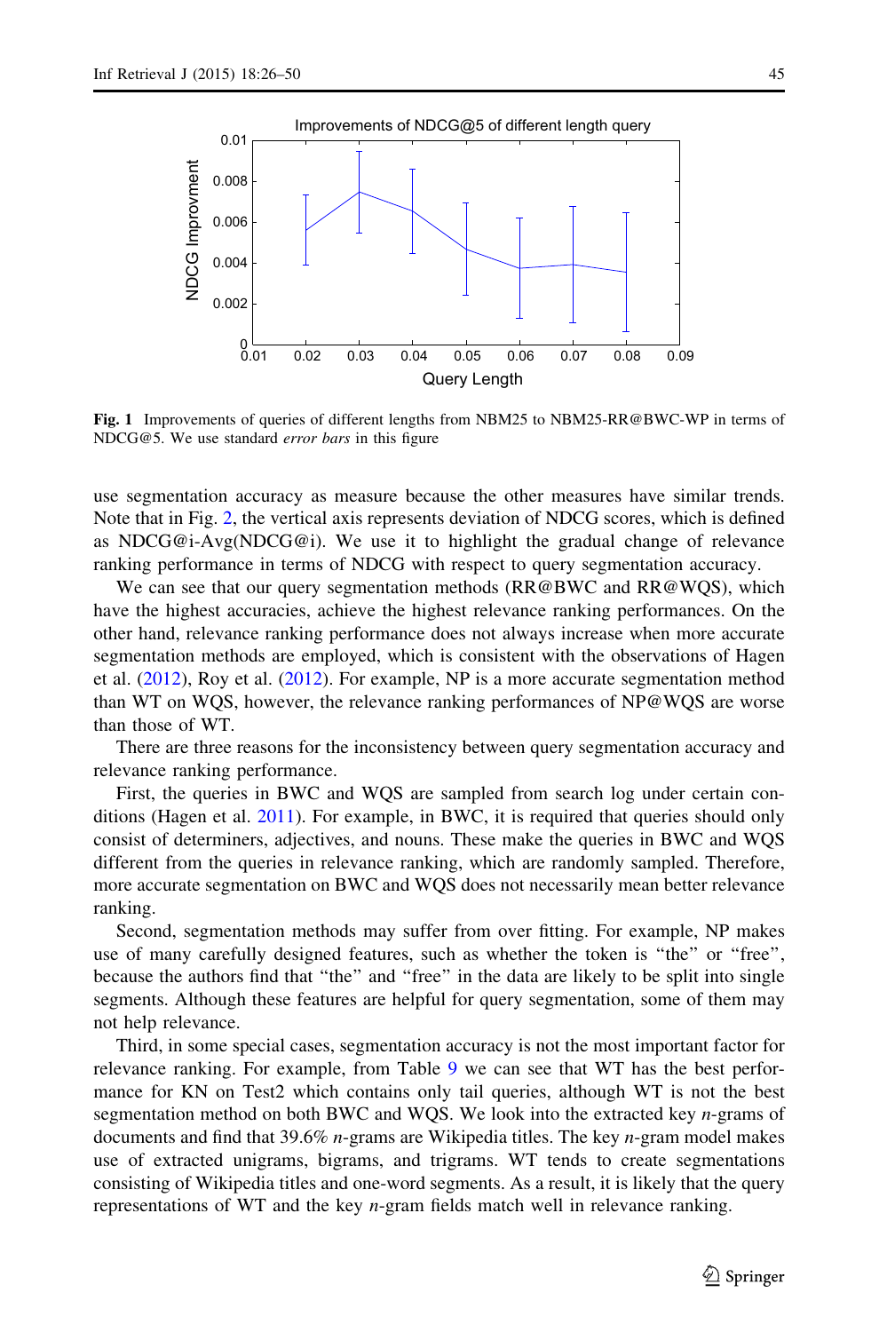Improvements of NDCG@5 of different length query

NDCG Improvment

0.01
0.008
0.006
0.004
0.002
0

0.01 0.02 0.03 0.04 0.05 0.06 0.07 0.08 0.09

Query Length

**Fig. 1** Improvements of queries of different lengths from NBM25 to NBM25-RR@BWC-WP in terms of NDCG@5. We use standard *error bars* in this figure

use segmentation accuracy as measure because the other measures have similar trends. Note that in Fig. 2, the vertical axis represents deviation of NDCG scores, which is defined as NDCG@i-Avg(NDCG@i). We use it to highlight the gradual change of relevance ranking performance in terms of NDCG with respect to query segmentation accuracy.

We can see that our query segmentation methods (RR@BWC and RR@WQS), which have the highest accuracies, achieve the highest relevance ranking performances. On the other hand, relevance ranking performance does not always increase when more accurate segmentation methods are employed, which is consistent with the observations of Hagen et al. (2012), Roy et al. (2012). For example, NP is a more accurate segmentation method than WT on WQS, however, the relevance ranking performances of NP@WQS are worse than those of WT.

There are three reasons for the inconsistency between query segmentation accuracy and relevance ranking performance.

First, the queries in BWC and WQS are sampled from search log under certain conditions (Hagen et al. 2011). For example, in BWC, it is required that queries should only consist of determiners, adjectives, and nouns. These make the queries in BWC and WQS different from the queries in relevance ranking, which are randomly sampled. Therefore, more accurate segmentation on BWC and WQS does not necessarily mean better relevance ranking.

Second, segmentation methods may suffer from over fitting. For example, NP makes use of many carefully designed features, such as whether the token is "the" or "free", because the authors find that "the" and "free" in the data are likely to be split into single segments. Although these features are helpful for query segmentation, some of them may not help relevance.

Third, in some special cases, segmentation accuracy is not the most important factor for relevance ranking. For example, from Table 9 we can see that WT has the best performance for KN on Test2 which contains only tail queries, although WT is not the best segmentation method on both BWC and WQS. We look into the extracted key *n*-grams of documents and find that 39.6% *n*-grams are Wikipedia titles. The key *n*-gram model makes use of extracted unigrams, bigrams, and trigrams. WT tends to create segmentations consisting of Wikipedia titles and one-word segments. As a result, it is likely that the query representations of WT and the key *n*-gram fields match well in relevance ranking.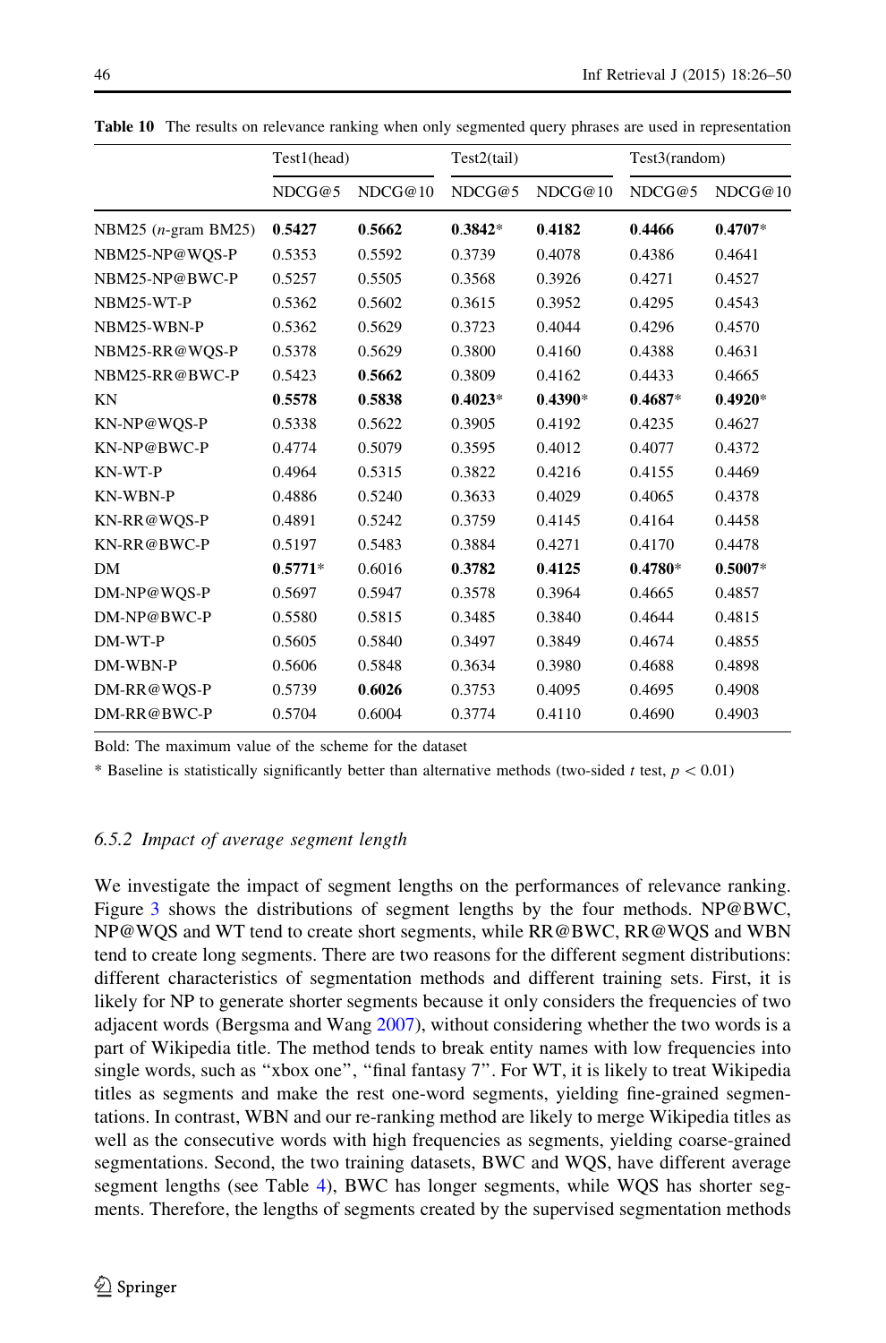**Table 10** The results on relevance ranking when only segmented query phrases are used in representation

| | Test1(head) | | Test2(tail) | | Test3(random) | |
|---|---|---|---|---|---|---|
| | NDCG@5 | NDCG@10 | NDCG@5 | NDCG@10 | NDCG@5 | NDCG@10 |
| NBM25 (*n*-gram BM25) | **0.5427** | **0.5662** | **0.3842*** | **0.4182** | **0.4466** | **0.4707*** |
| NBM25-NP@WQS-P | 0.5353 | 0.5592 | 0.3739 | 0.4078 | 0.4386 | 0.4641 |
| NBM25-NP@BWC-P | 0.5257 | 0.5505 | 0.3568 | 0.3926 | 0.4271 | 0.4527 |
| NBM25-WT-P | 0.5362 | 0.5602 | 0.3615 | 0.3952 | 0.4295 | 0.4543 |
| NBM25-WBN-P | 0.5362 | 0.5629 | 0.3723 | 0.4044 | 0.4296 | 0.4570 |
| NBM25-RR@WQS-P | 0.5378 | 0.5629 | 0.3800 | 0.4160 | 0.4388 | 0.4631 |
| NBM25-RR@BWC-P | 0.5423 | **0.5662** | 0.3809 | 0.4162 | 0.4433 | 0.4665 |
| KN | **0.5578** | **0.5838** | **0.4023*** | **0.4390*** | **0.4687*** | **0.4920*** |
| KN-NP@WQS-P | 0.5338 | 0.5622 | 0.3905 | 0.4192 | 0.4235 | 0.4627 |
| KN-NP@BWC-P | 0.4774 | 0.5079 | 0.3595 | 0.4012 | 0.4077 | 0.4372 |
| KN-WT-P | 0.4964 | 0.5315 | 0.3822 | 0.4216 | 0.4155 | 0.4469 |
| KN-WBN-P | 0.4886 | 0.5240 | 0.3633 | 0.4029 | 0.4065 | 0.4378 |
| KN-RR@WQS-P | 0.4891 | 0.5242 | 0.3759 | 0.4145 | 0.4164 | 0.4458 |
| KN-RR@BWC-P | 0.5197 | 0.5483 | 0.3884 | 0.4271 | 0.4170 | 0.4478 |
| DM | **0.5771*** | 0.6016 | **0.3782** | **0.4125** | **0.4780*** | **0.5007*** |
| DM-NP@WQS-P | 0.5697 | 0.5947 | 0.3578 | 0.3964 | 0.4665 | 0.4857 |
| DM-NP@BWC-P | 0.5580 | 0.5815 | 0.3485 | 0.3840 | 0.4644 | 0.4815 |
| DM-WT-P | 0.5605 | 0.5840 | 0.3497 | 0.3849 | 0.4674 | 0.4855 |
| DM-WBN-P | 0.5606 | 0.5848 | 0.3634 | 0.3980 | 0.4688 | 0.4898 |
| DM-RR@WQS-P | 0.5739 | **0.6026** | 0.3753 | 0.4095 | 0.4695 | 0.4908 |
| DM-RR@BWC-P | 0.5704 | 0.6004 | 0.3774 | 0.4110 | 0.4690 | 0.4903 |

Bold: The maximum value of the scheme for the dataset

* Baseline is statistically significantly better than alternative methods (two-sided $t$ test, $p < 0.01$)

### 6.5.2 Impact of average segment length

We investigate the impact of segment lengths on the performances of relevance ranking. Figure 3 shows the distributions of segment lengths by the four methods. NP@BWC, NP@WQS and WT tend to create short segments, while RR@BWC, RR@WQS and WBN tend to create long segments. There are two reasons for the different segment distributions: different characteristics of segmentation methods and different training sets. First, it is likely for NP to generate shorter segments because it only considers the frequencies of two adjacent words (Bergsma and Wang 2007), without considering whether the two words is a part of Wikipedia title. The method tends to break entity names with low frequencies into single words, such as "xbox one", "final fantasy 7". For WT, it is likely to treat Wikipedia titles as segments and make the rest one-word segments, yielding fine-grained segmentations. In contrast, WBN and our re-ranking method are likely to merge Wikipedia titles as well as the consecutive words with high frequencies as segments, yielding coarse-grained segmentations. Second, the two training datasets, BWC and WQS, have different average segment lengths (see Table 4), BWC has longer segments, while WQS has shorter segments. Therefore, the lengths of segments created by the supervised segmentation methods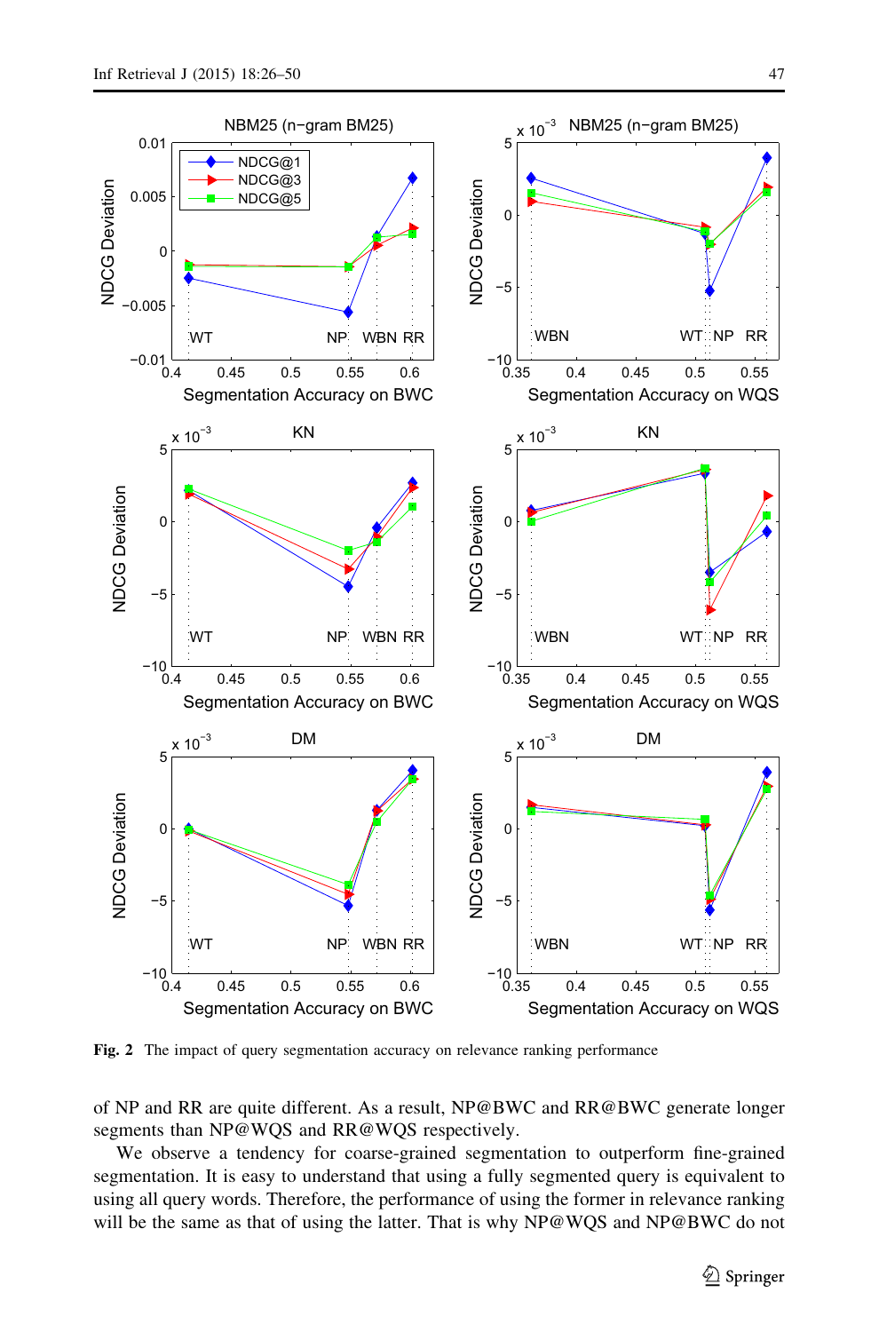**Fig. 2** The impact of query segmentation accuracy on relevance ranking performance

of NP and RR are quite different. As a result, NP@BWC and RR@BWC generate longer segments than NP@WQS and RR@WQS respectively.

We observe a tendency for coarse-grained segmentation to outperform fine-grained segmentation. It is easy to understand that using a fully segmented query is equivalent to using all query words. Therefore, the performance of using the former in relevance ranking will be the same as that of using the latter. That is why NP@WQS and NP@BWC do not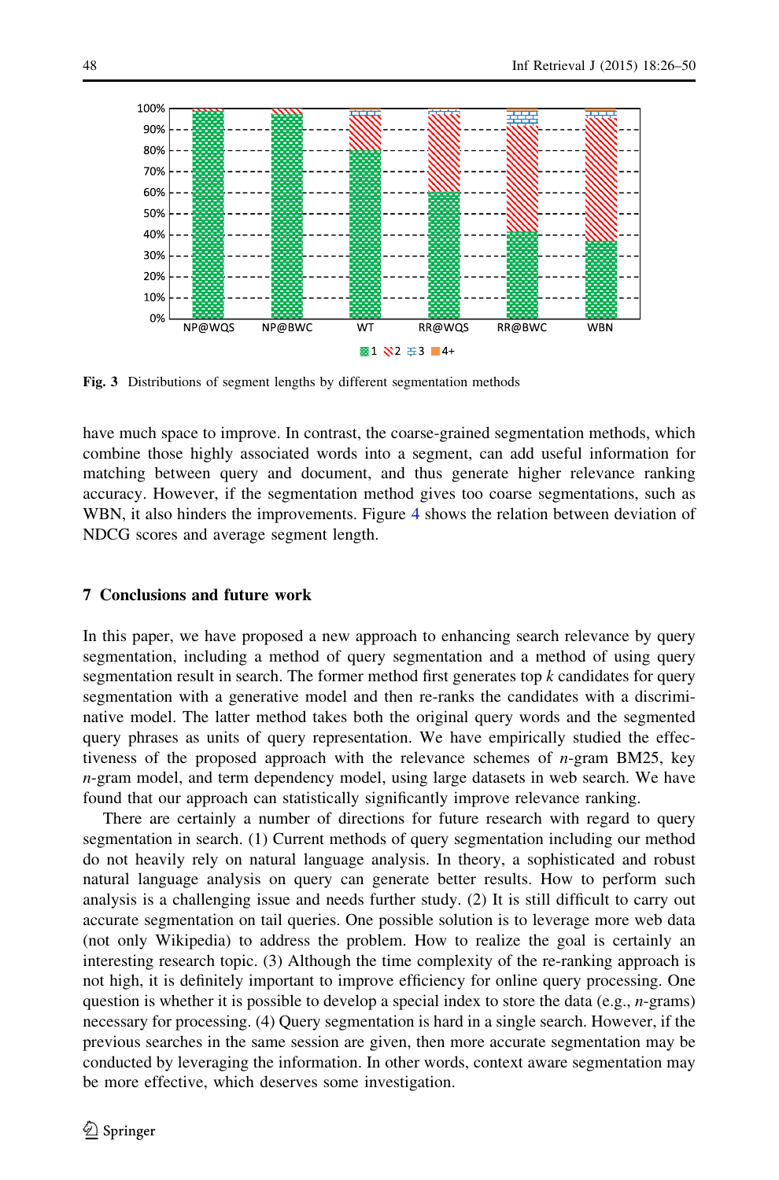Fig. 3 Distributions of segment lengths by different segmentation methods

have much space to improve. In contrast, the coarse-grained segmentation methods, which combine those highly associated words into a segment, can add useful information for matching between query and document, and thus generate higher relevance ranking accuracy. However, if the segmentation method gives too coarse segmentations, such as WBN, it also hinders the improvements. Figure 4 shows the relation between deviation of NDCG scores and average segment length.

## 7 Conclusions and future work

In this paper, we have proposed a new approach to enhancing search relevance by query segmentation, including a method of query segmentation and a method of using query segmentation result in search. The former method first generates top $k$ candidates for query segmentation with a generative model and then re-ranks the candidates with a discriminative model. The latter method takes both the original query words and the segmented query phrases as units of query representation. We have empirically studied the effectiveness of the proposed approach with the relevance schemes of $n$-gram BM25, key $n$-gram model, and term dependency model, using large datasets in web search. We have found that our approach can statistically significantly improve relevance ranking.

There are certainly a number of directions for future research with regard to query segmentation in search. (1) Current methods of query segmentation including our method do not heavily rely on natural language analysis. In theory, a sophisticated and robust natural language analysis on query can generate better results. How to perform such analysis is a challenging issue and needs further study. (2) It is still difficult to carry out accurate segmentation on tail queries. One possible solution is to leverage more web data (not only Wikipedia) to address the problem. How to realize the goal is certainly an interesting research topic. (3) Although the time complexity of the re-ranking approach is not high, it is definitely important to improve efficiency for online query processing. One question is whether it is possible to develop a special index to store the data (e.g., $n$-grams) necessary for processing. (4) Query segmentation is hard in a single search. However, if the previous searches in the same session are given, then more accurate segmentation may be conducted by leveraging the information. In other words, context aware segmentation may be more effective, which deserves some investigation.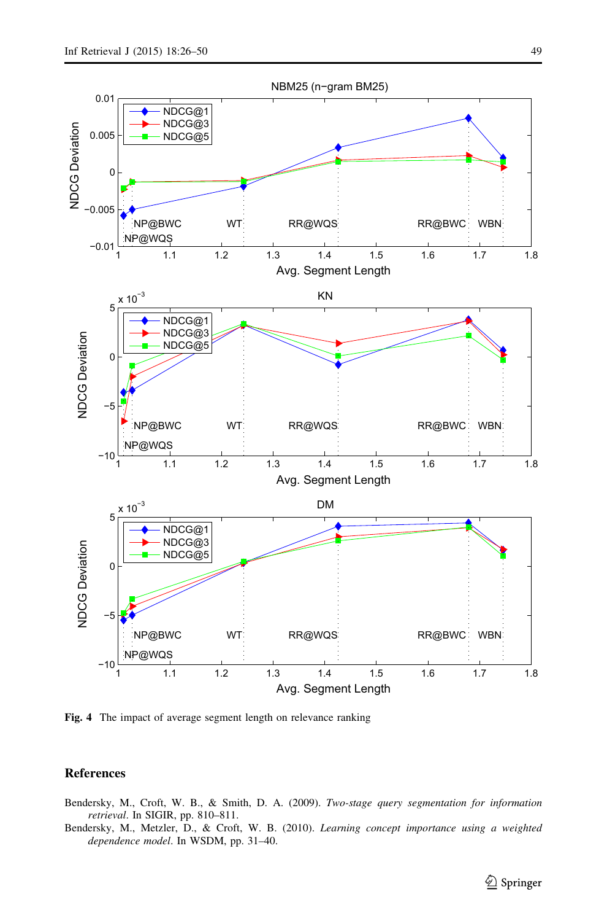Fig. 4 The impact of average segment length on relevance ranking

## References

Bendersky, M., Croft, W. B., & Smith, D. A. (2009). *Two-stage query segmentation for information retrieval*. In SIGIR, pp. 810–811.

Bendersky, M., Metzler, D., & Croft, W. B. (2010). *Learning concept importance using a weighted dependence model*. In WSDM, pp. 31–40.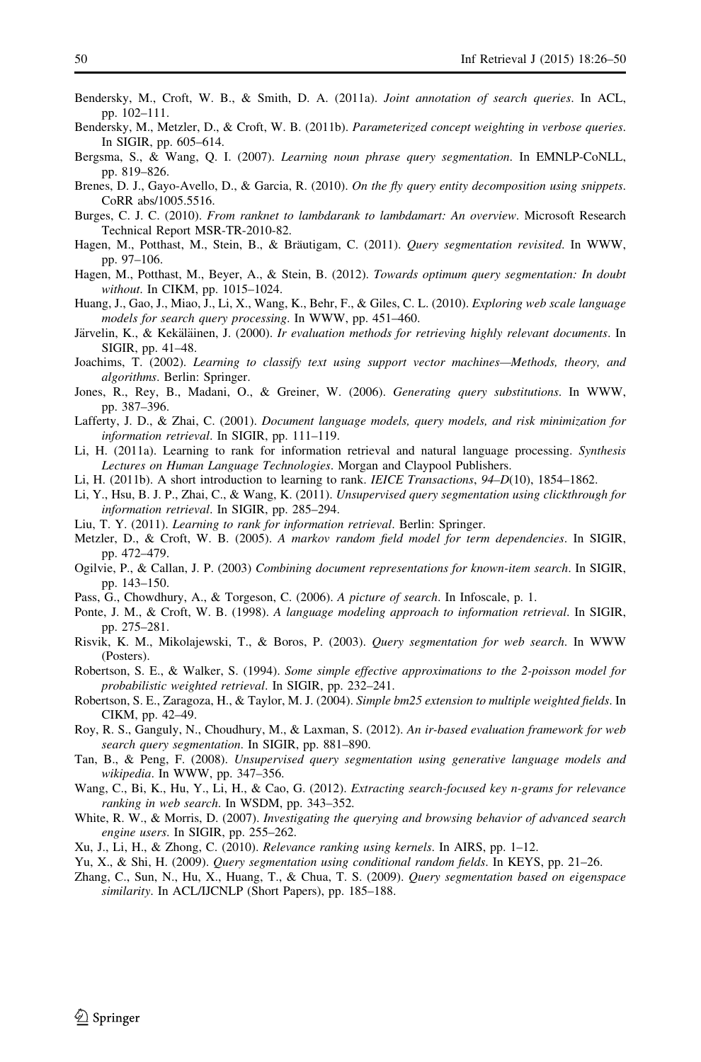Bendersky, M., Croft, W. B., & Smith, D. A. (2011a). *Joint annotation of search queries*. In ACL, pp. 102–111.

Bendersky, M., Metzler, D., & Croft, W. B. (2011b). *Parameterized concept weighting in verbose queries*. In SIGIR, pp. 605–614.

Bergsma, S., & Wang, Q. I. (2007). *Learning noun phrase query segmentation*. In EMNLP-CoNLL, pp. 819–826.

Brenes, D. J., Gayo-Avello, D., & Garcia, R. (2010). *On the fly query entity decomposition using snippets*. CoRR abs/1005.5516.

Burges, C. J. C. (2010). *From ranknet to lambdarank to lambdamart: An overview*. Microsoft Research Technical Report MSR-TR-2010-82.

Hagen, M., Potthast, M., Stein, B., & Bräutigam, C. (2011). *Query segmentation revisited*. In WWW, pp. 97–106.

Hagen, M., Potthast, M., Beyer, A., & Stein, B. (2012). *Towards optimum query segmentation: In doubt without*. In CIKM, pp. 1015–1024.

Huang, J., Gao, J., Miao, J., Li, X., Wang, K., Behr, F., & Giles, C. L. (2010). *Exploring web scale language models for search query processing*. In WWW, pp. 451–460.

Järvelin, K., & Kekäläinen, J. (2000). *Ir evaluation methods for retrieving highly relevant documents*. In SIGIR, pp. 41–48.

Joachims, T. (2002). *Learning to classify text using support vector machines—Methods, theory, and algorithms*. Berlin: Springer.

Jones, R., Rey, B., Madani, O., & Greiner, W. (2006). *Generating query substitutions*. In WWW, pp. 387–396.

Lafferty, J. D., & Zhai, C. (2001). *Document language models, query models, and risk minimization for information retrieval*. In SIGIR, pp. 111–119.

Li, H. (2011a). Learning to rank for information retrieval and natural language processing. *Synthesis Lectures on Human Language Technologies*. Morgan and Claypool Publishers.

Li, H. (2011b). A short introduction to learning to rank. *IEICE Transactions*, *94–D*(10), 1854–1862.

Li, Y., Hsu, B. J. P., Zhai, C., & Wang, K. (2011). *Unsupervised query segmentation using clickthrough for information retrieval*. In SIGIR, pp. 285–294.

Liu, T. Y. (2011). *Learning to rank for information retrieval*. Berlin: Springer.

Metzler, D., & Croft, W. B. (2005). *A markov random field model for term dependencies*. In SIGIR, pp. 472–479.

Ogilvie, P., & Callan, J. P. (2003) *Combining document representations for known-item search*. In SIGIR, pp. 143–150.

Pass, G., Chowdhury, A., & Torgeson, C. (2006). *A picture of search*. In Infoscale, p. 1.

Ponte, J. M., & Croft, W. B. (1998). *A language modeling approach to information retrieval*. In SIGIR, pp. 275–281.

Risvik, K. M., Mikolajewski, T., & Boros, P. (2003). *Query segmentation for web search*. In WWW (Posters).

Robertson, S. E., & Walker, S. (1994). *Some simple effective approximations to the 2-poisson model for probabilistic weighted retrieval*. In SIGIR, pp. 232–241.

Robertson, S. E., Zaragoza, H., & Taylor, M. J. (2004). *Simple bm25 extension to multiple weighted fields*. In CIKM, pp. 42–49.

Roy, R. S., Ganguly, N., Choudhury, M., & Laxman, S. (2012). *An ir-based evaluation framework for web search query segmentation*. In SIGIR, pp. 881–890.

Tan, B., & Peng, F. (2008). *Unsupervised query segmentation using generative language models and wikipedia*. In WWW, pp. 347–356.

Wang, C., Bi, K., Hu, Y., Li, H., & Cao, G. (2012). *Extracting search-focused key n-grams for relevance ranking in web search*. In WSDM, pp. 343–352.

White, R. W., & Morris, D. (2007). *Investigating the querying and browsing behavior of advanced search engine users*. In SIGIR, pp. 255–262.

Xu, J., Li, H., & Zhong, C. (2010). *Relevance ranking using kernels*. In AIRS, pp. 1–12.

Yu, X., & Shi, H. (2009). *Query segmentation using conditional random fields*. In KEYS, pp. 21–26.

Zhang, C., Sun, N., Hu, X., Huang, T., & Chua, T. S. (2009). *Query segmentation based on eigenspace similarity*. In ACL/IJCNLP (Short Papers), pp. 185–188.